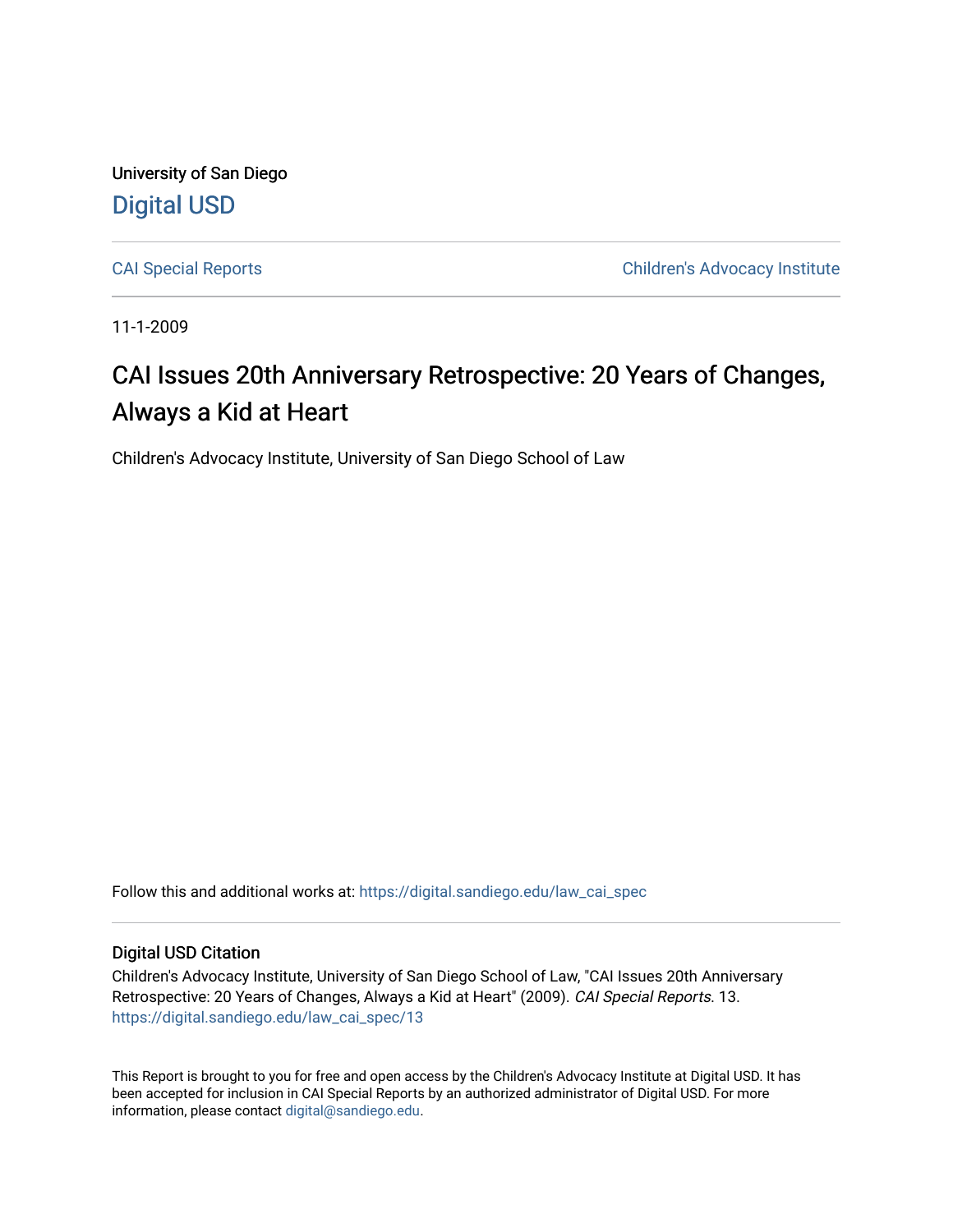University of San Diego

Digital USD

CAI Special Reports | Children's Advocacy Institute

11-1-2009

# CAI Issues 20th Anniversary Retrospective: 20 Years of Changes, Always a Kid at Heart

Children's Advocacy Institute, University of San Diego School of Law

Follow this and additional works at: https://digital.sandiego.edu/law_cai_spec

## Digital USD Citation

Children's Advocacy Institute, University of San Diego School of Law, "CAI Issues 20th Anniversary Retrospective: 20 Years of Changes, Always a Kid at Heart" (2009). *CAI Special Reports*. 13. https://digital.sandiego.edu/law_cai_spec/13

This Report is brought to you for free and open access by the Children's Advocacy Institute at Digital USD. It has been accepted for inclusion in CAI Special Reports by an authorized administrator of Digital USD. For more information, please contact digital@sandiego.edu.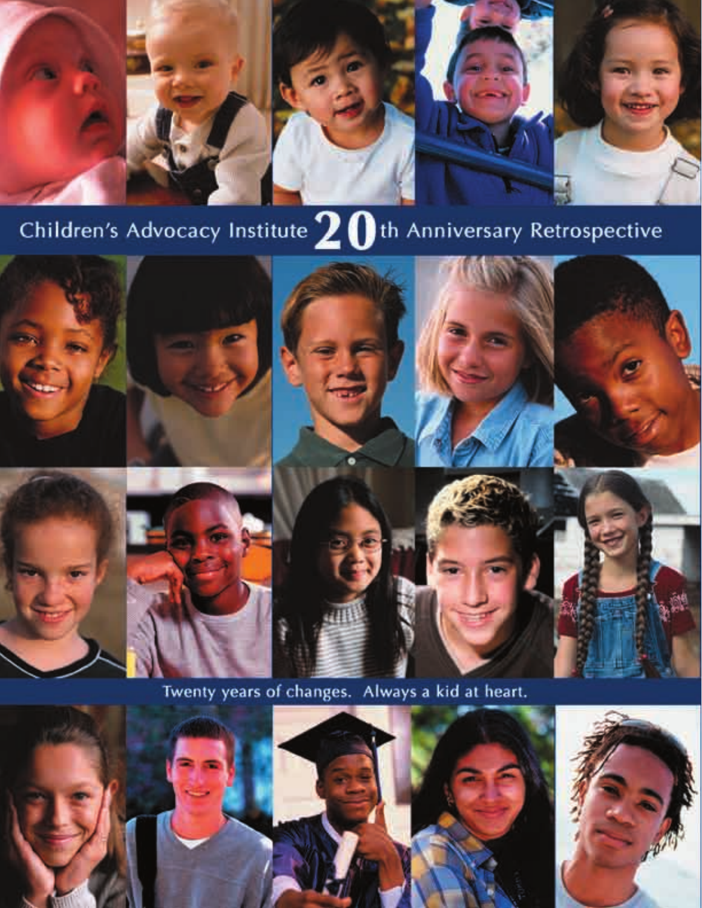# Children's Advocacy Institute 20th Anniversary Retrospective

Twenty years of changes. Always a kid at heart.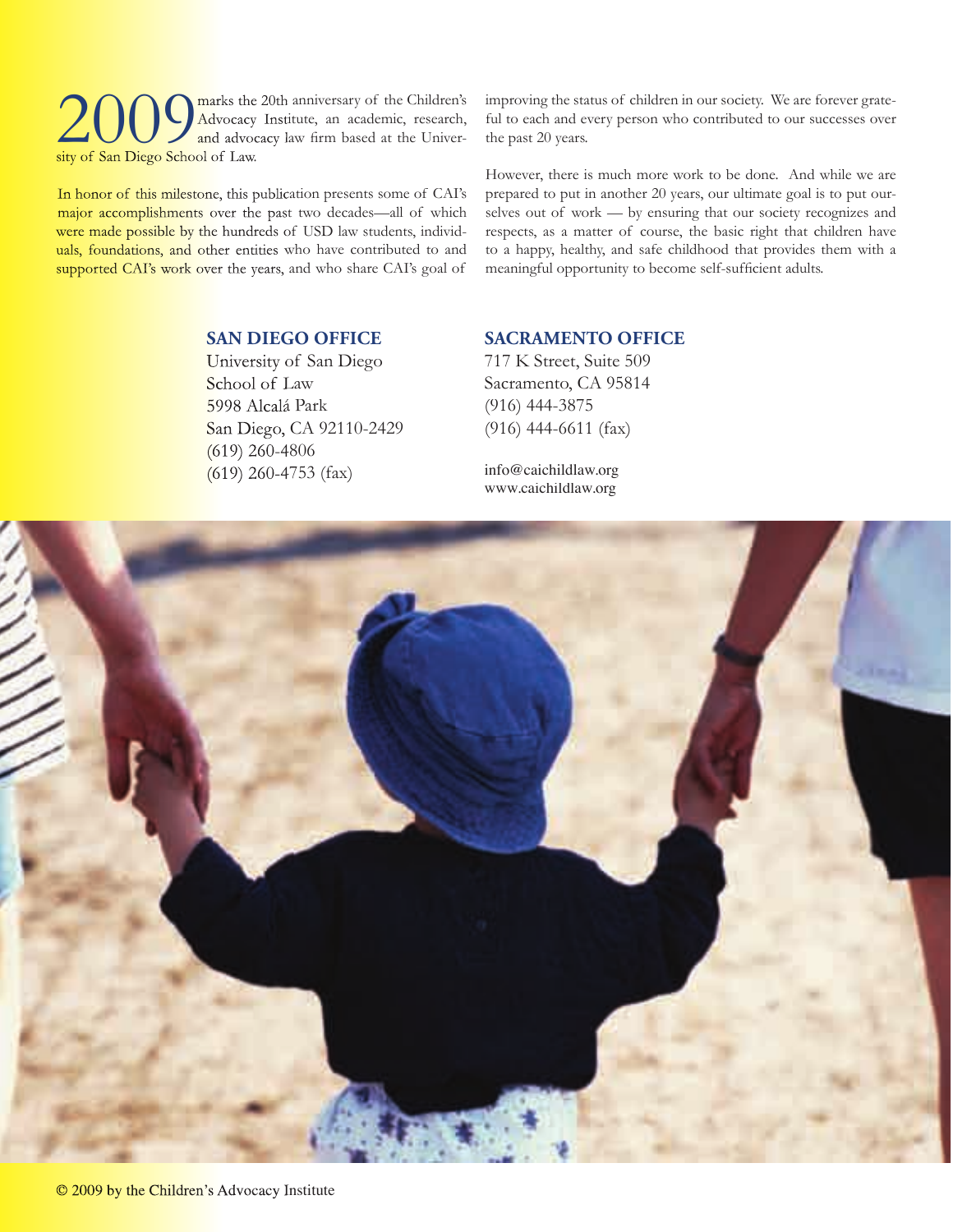**2009** marks the 20th anniversary of the Children's Advocacy Institute, an academic, research, and advocacy law firm based at the University of San Diego School of Law.

In honor of this milestone, this publication presents some of CAI's major accomplishments over the past two decades—all of which were made possible by the hundreds of USD law students, individuals, foundations, and other entities who have contributed to and supported CAI's work over the years, and who share CAI's goal of improving the status of children in our society. We are forever grateful to each and every person who contributed to our successes over the past 20 years.

However, there is much more work to be done. And while we are prepared to put in another 20 years, our ultimate goal is to put ourselves out of work — by ensuring that our society recognizes and respects, as a matter of course, the basic right that children have to a happy, healthy, and safe childhood that provides them with a meaningful opportunity to become self-sufficient adults.

**SAN DIEGO OFFICE**

University of San Diego
School of Law
5998 Alcalá Park
San Diego, CA 92110-2429
(619) 260-4806
(619) 260-4753 (fax)

**SACRAMENTO OFFICE**

717 K Street, Suite 509
Sacramento, CA 95814
(916) 444-3875
(916) 444-6611 (fax)

info@caichildlaw.org
www.caichildlaw.org

© 2009 by the Children's Advocacy Institute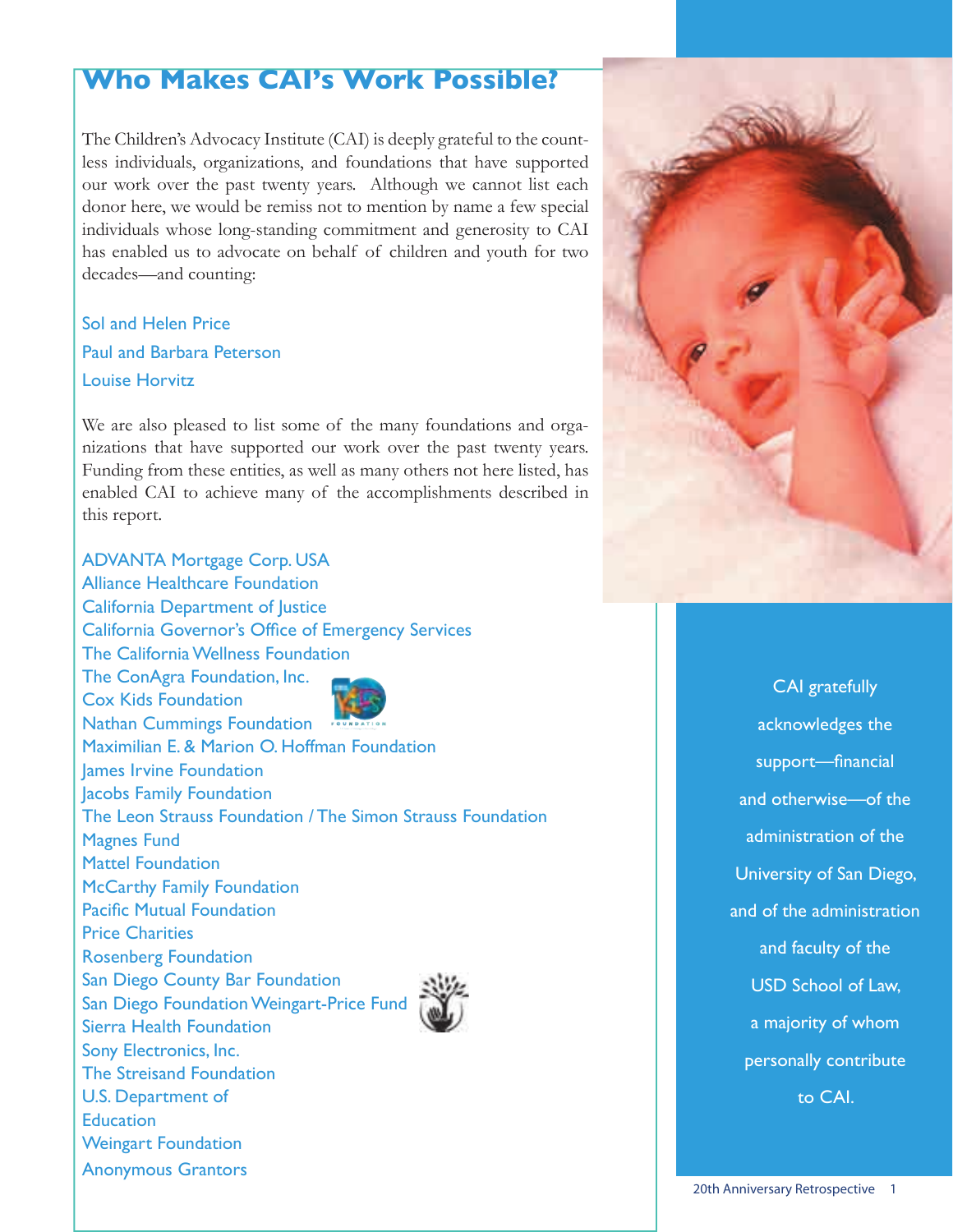# Who Makes CAI's Work Possible?

The Children's Advocacy Institute (CAI) is deeply grateful to the countless individuals, organizations, and foundations that have supported our work over the past twenty years. Although we cannot list each donor here, we would be remiss not to mention by name a few special individuals whose long-standing commitment and generosity to CAI has enabled us to advocate on behalf of children and youth for two decades—and counting:

Sol and Helen Price

Paul and Barbara Peterson

Louise Horvitz

We are also pleased to list some of the many foundations and organizations that have supported our work over the past twenty years. Funding from these entities, as well as many others not here listed, has enabled CAI to achieve many of the accomplishments described in this report.

ADVANTA Mortgage Corp. USA
Alliance Healthcare Foundation
California Department of Justice
California Governor's Office of Emergency Services
The California Wellness Foundation
The ConAgra Foundation, Inc.
Cox Kids Foundation
Nathan Cummings Foundation
Maximilian E. & Marion O. Hoffman Foundation
James Irvine Foundation
Jacobs Family Foundation
The Leon Strauss Foundation / The Simon Strauss Foundation
Magnes Fund
Mattel Foundation
McCarthy Family Foundation
Pacific Mutual Foundation
Price Charities
Rosenberg Foundation
San Diego County Bar Foundation
San Diego Foundation Weingart-Price Fund
Sierra Health Foundation
Sony Electronics, Inc.
The Streisand Foundation
U.S. Department of Education
Weingart Foundation
Anonymous Grantors

CAI gratefully acknowledges the support—financial and otherwise—of the administration of the University of San Diego, and of the administration and faculty of the USD School of Law, a majority of whom personally contribute to CAI.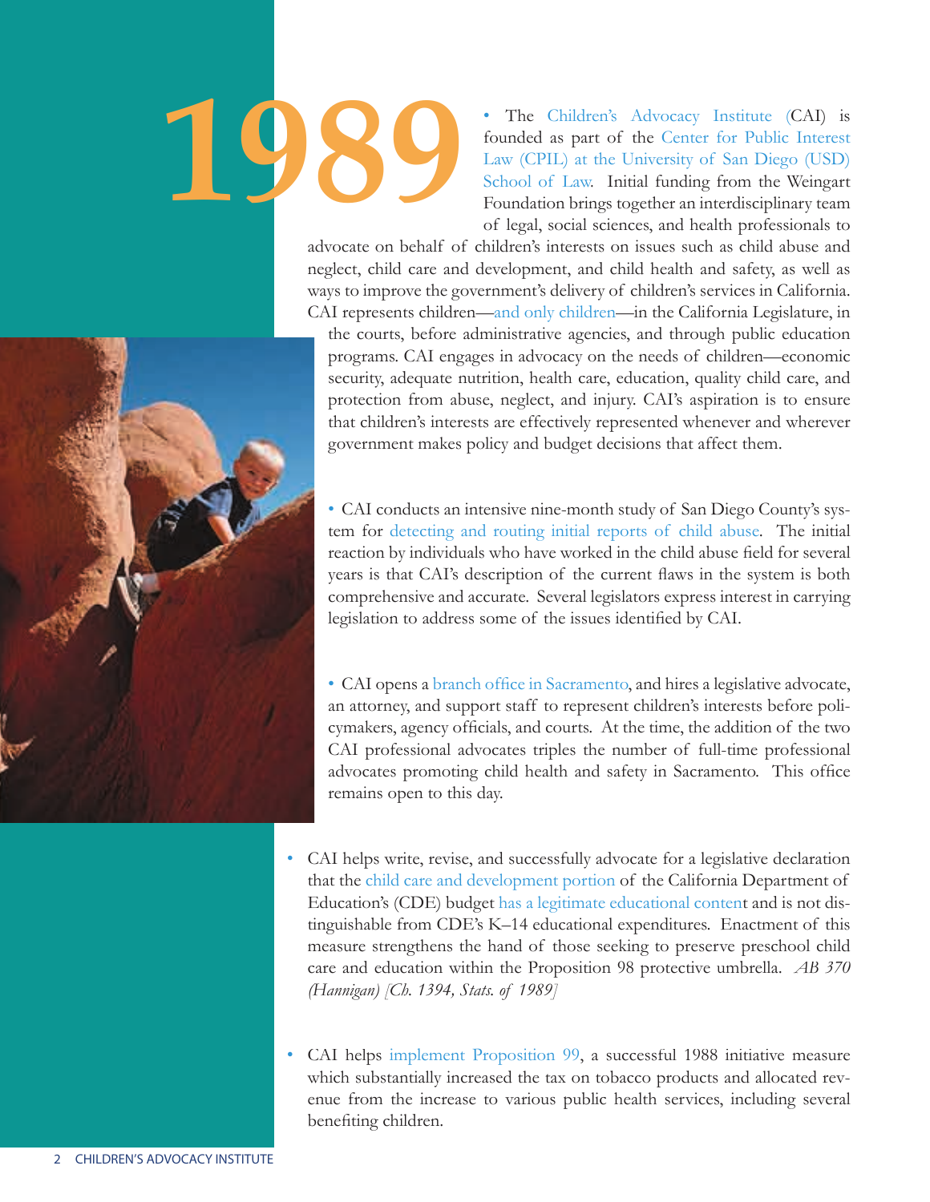# 1989

- The Children's Advocacy Institute (CAI) is founded as part of the Center for Public Interest Law (CPIL) at the University of San Diego (USD) School of Law. Initial funding from the Weingart Foundation brings together an interdisciplinary team of legal, social sciences, and health professionals to advocate on behalf of children's interests on issues such as child abuse and neglect, child care and development, and child health and safety, as well as ways to improve the government's delivery of children's services in California. CAI represents children—and only children—in the California Legislature, in the courts, before administrative agencies, and through public education programs. CAI engages in advocacy on the needs of children—economic security, adequate nutrition, health care, education, quality child care, and protection from abuse, neglect, and injury. CAI's aspiration is to ensure that children's interests are effectively represented whenever and wherever government makes policy and budget decisions that affect them.

- CAI conducts an intensive nine-month study of San Diego County's system for detecting and routing initial reports of child abuse. The initial reaction by individuals who have worked in the child abuse field for several years is that CAI's description of the current flaws in the system is both comprehensive and accurate. Several legislators express interest in carrying legislation to address some of the issues identified by CAI.

- CAI opens a branch office in Sacramento, and hires a legislative advocate, an attorney, and support staff to represent children's interests before policymakers, agency officials, and courts. At the time, the addition of the two CAI professional advocates triples the number of full-time professional advocates promoting child health and safety in Sacramento. This office remains open to this day.

- CAI helps write, revise, and successfully advocate for a legislative declaration that the child care and development portion of the California Department of Education's (CDE) budget has a legitimate educational content and is not distinguishable from CDE's K–14 educational expenditures. Enactment of this measure strengthens the hand of those seeking to preserve preschool child care and education within the Proposition 98 protective umbrella. *AB 370 (Hannigan) [Ch. 1394, Stats. of 1989]*

- CAI helps implement Proposition 99, a successful 1988 initiative measure which substantially increased the tax on tobacco products and allocated revenue from the increase to various public health services, including several benefiting children.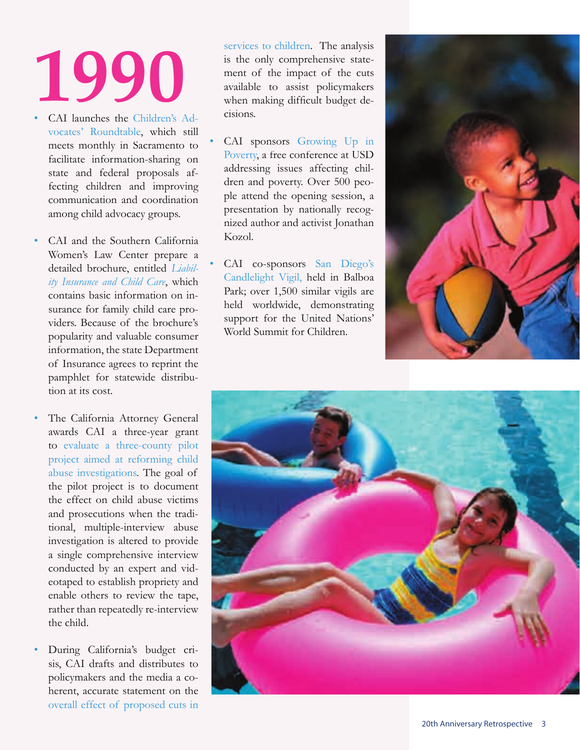# 1990

- CAI launches the Children's Advocates' Roundtable, which still meets monthly in Sacramento to facilitate information-sharing on state and federal proposals affecting children and improving communication and coordination among child advocacy groups.

- CAI and the Southern California Women's Law Center prepare a detailed brochure, entitled *Liability Insurance and Child Care*, which contains basic information on insurance for family child care providers. Because of the brochure's popularity and valuable consumer information, the state Department of Insurance agrees to reprint the pamphlet for statewide distribution at its cost.

- The California Attorney General awards CAI a three-year grant to evaluate a three-county pilot project aimed at reforming child abuse investigations. The goal of the pilot project is to document the effect on child abuse victims and prosecutions when the traditional, multiple-interview abuse investigation is altered to provide a single comprehensive interview conducted by an expert and videotaped to establish propriety and enable others to review the tape, rather than repeatedly re-interview the child.

- During California's budget crisis, CAI drafts and distributes to policymakers and the media a coherent, accurate statement on the overall effect of proposed cuts in services to children. The analysis is the only comprehensive statement of the impact of the cuts available to assist policymakers when making difficult budget decisions.

- CAI sponsors Growing Up in Poverty, a free conference at USD addressing issues affecting children and poverty. Over 500 people attend the opening session, a presentation by nationally recognized author and activist Jonathan Kozol.

- CAI co-sponsors San Diego's Candlelight Vigil, held in Balboa Park; over 1,500 similar vigils are held worldwide, demonstrating support for the United Nations' World Summit for Children.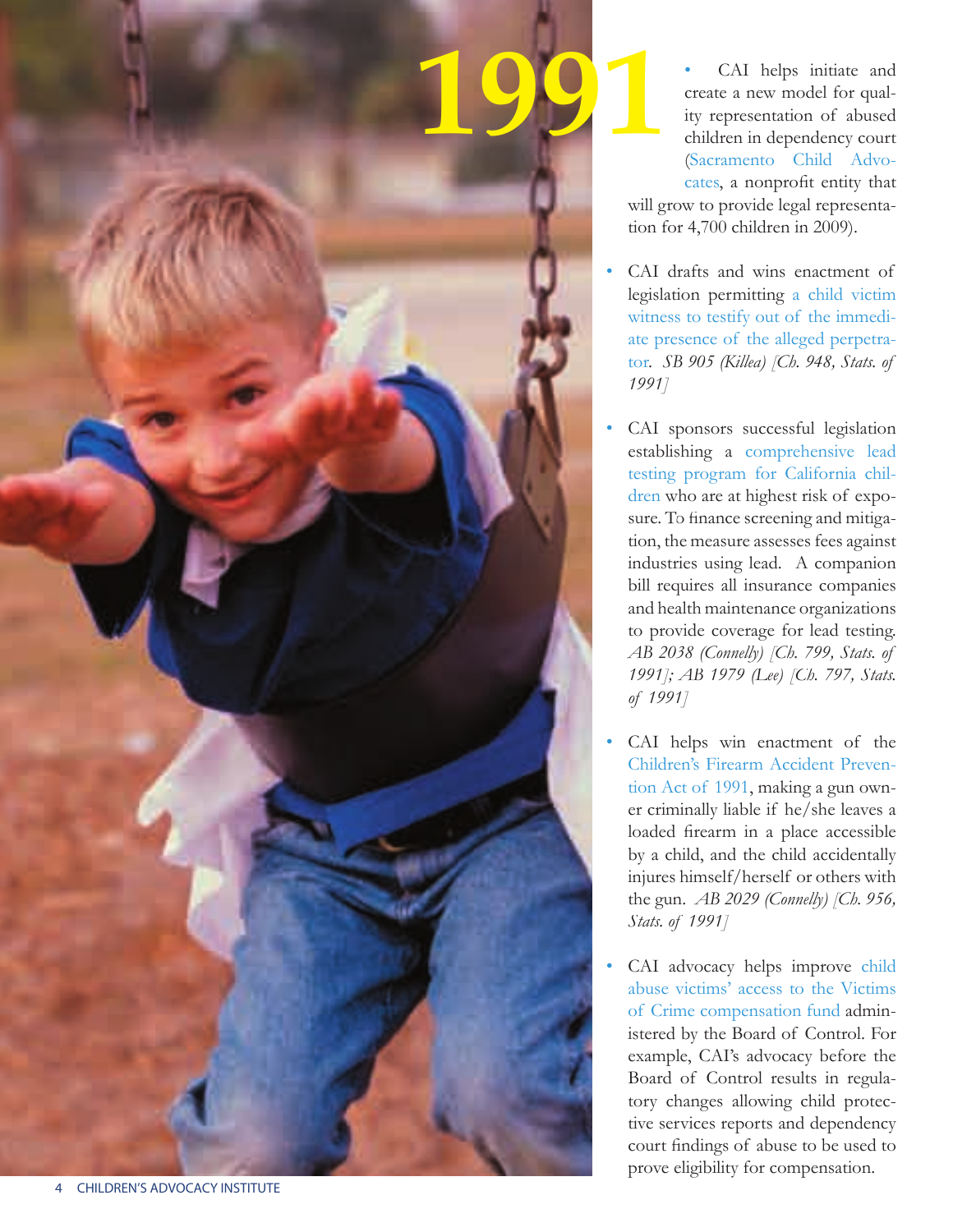# 1991

- CAI helps initiate and create a new model for quality representation of abused children in dependency court (Sacramento Child Advocates, a nonprofit entity that will grow to provide legal representation for 4,700 children in 2009).

- CAI drafts and wins enactment of legislation permitting a child victim witness to testify out of the immediate presence of the alleged perpetrator. *SB 905 (Killea) [Ch. 948, Stats. of 1991]*

- CAI sponsors successful legislation establishing a comprehensive lead testing program for California children who are at highest risk of exposure. To finance screening and mitigation, the measure assesses fees against industries using lead. A companion bill requires all insurance companies and health maintenance organizations to provide coverage for lead testing. *AB 2038 (Connelly) [Ch. 799, Stats. of 1991]; AB 1979 (Lee) [Ch. 797, Stats. of 1991]*

- CAI helps win enactment of the Children's Firearm Accident Prevention Act of 1991, making a gun owner criminally liable if he/she leaves a loaded firearm in a place accessible by a child, and the child accidentally injures himself/herself or others with the gun. *AB 2029 (Connelly) [Ch. 956, Stats. of 1991]*

- CAI advocacy helps improve child abuse victims' access to the Victims of Crime compensation fund administered by the Board of Control. For example, CAI's advocacy before the Board of Control results in regulatory changes allowing child protective services reports and dependency court findings of abuse to be used to prove eligibility for compensation.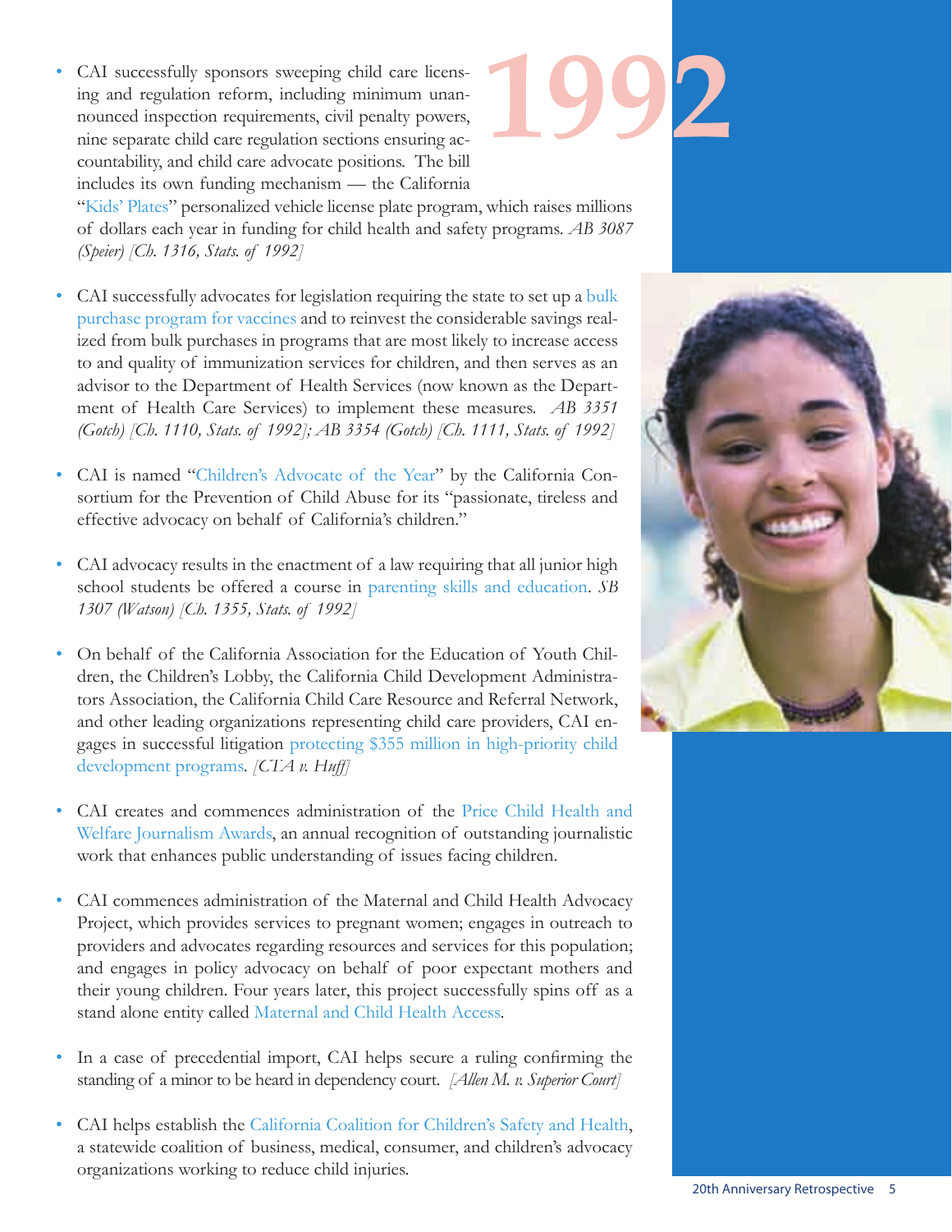# 1992

- CAI successfully sponsors sweeping child care licensing and regulation reform, including minimum unannounced inspection requirements, civil penalty powers, nine separate child care regulation sections ensuring accountability, and child care advocate positions. The bill includes its own funding mechanism — the California "Kids' Plates" personalized vehicle license plate program, which raises millions of dollars each year in funding for child health and safety programs. *AB 3087 (Speier) [Ch. 1316, Stats. of 1992]*

- CAI successfully advocates for legislation requiring the state to set up a bulk purchase program for vaccines and to reinvest the considerable savings realized from bulk purchases in programs that are most likely to increase access to and quality of immunization services for children, and then serves as an advisor to the Department of Health Services (now known as the Department of Health Care Services) to implement these measures. *AB 3351 (Gotch) [Ch. 1110, Stats. of 1992]; AB 3354 (Gotch) [Ch. 1111, Stats. of 1992]*

- CAI is named "Children's Advocate of the Year" by the California Consortium for the Prevention of Child Abuse for its "passionate, tireless and effective advocacy on behalf of California's children."

- CAI advocacy results in the enactment of a law requiring that all junior high school students be offered a course in parenting skills and education. *SB 1307 (Watson) [Ch. 1355, Stats. of 1992]*

- On behalf of the California Association for the Education of Youth Children, the Children's Lobby, the California Child Development Administrators Association, the California Child Care Resource and Referral Network, and other leading organizations representing child care providers, CAI engages in successful litigation protecting $355 million in high-priority child development programs. *[CTA v. Huff]*

- CAI creates and commences administration of the Price Child Health and Welfare Journalism Awards, an annual recognition of outstanding journalistic work that enhances public understanding of issues facing children.

- CAI commences administration of the Maternal and Child Health Advocacy Project, which provides services to pregnant women; engages in outreach to providers and advocates regarding resources and services for this population; and engages in policy advocacy on behalf of poor expectant mothers and their young children. Four years later, this project successfully spins off as a stand alone entity called Maternal and Child Health Access.

- In a case of precedential import, CAI helps secure a ruling confirming the standing of a minor to be heard in dependency court. *[Allen M. v. Superior Court]*

- CAI helps establish the California Coalition for Children's Safety and Health, a statewide coalition of business, medical, consumer, and children's advocacy organizations working to reduce child injuries.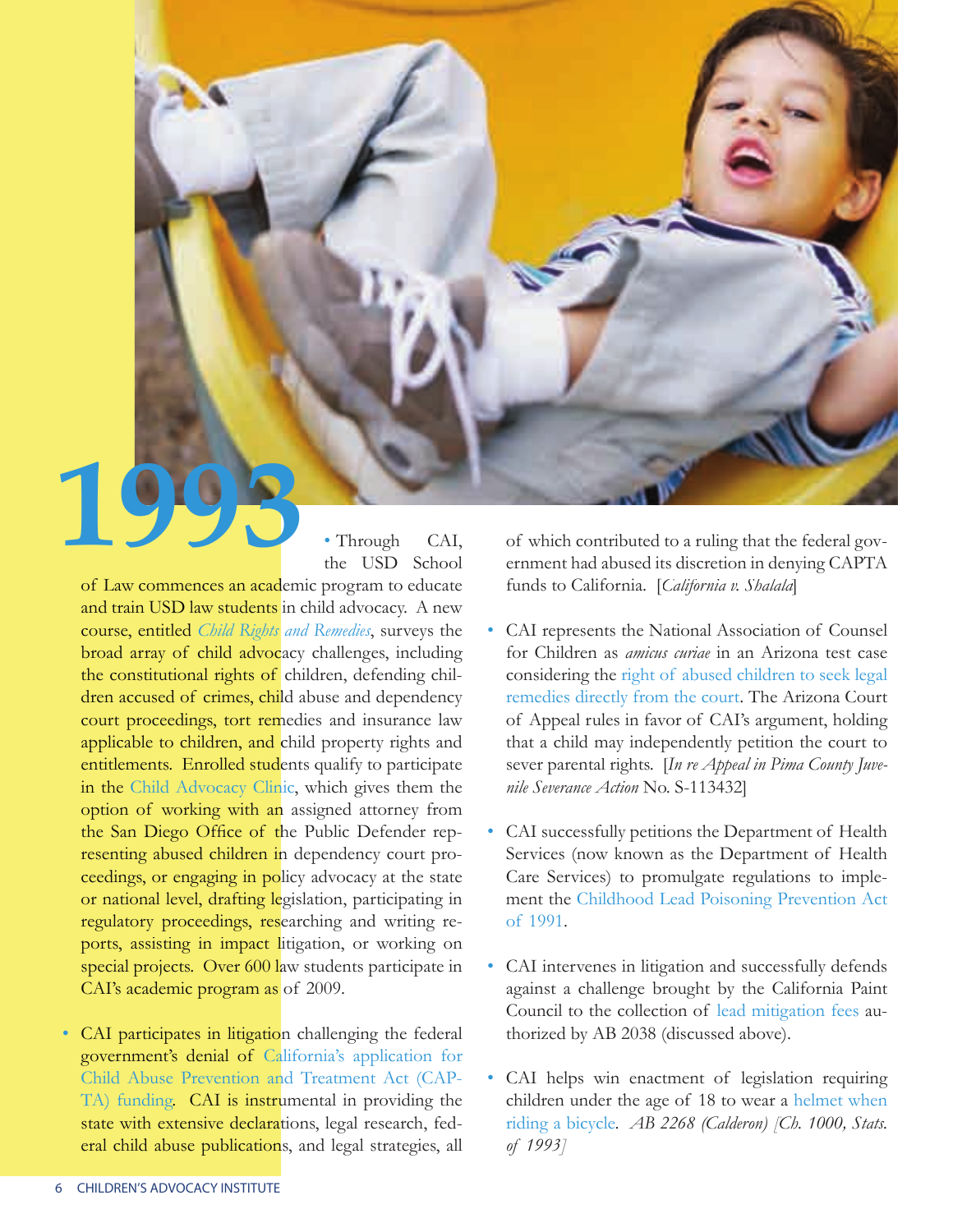# 1993

• Through CAI, the USD School of Law commences an academic program to educate and train USD law students in child advocacy. A new course, entitled *Child Rights and Remedies*, surveys the broad array of child advocacy challenges, including the constitutional rights of children, defending children accused of crimes, child abuse and dependency court proceedings, tort remedies and insurance law applicable to children, and child property rights and entitlements. Enrolled students qualify to participate in the Child Advocacy Clinic, which gives them the option of working with an assigned attorney from the San Diego Office of the Public Defender representing abused children in dependency court proceedings, or engaging in policy advocacy at the state or national level, drafting legislation, participating in regulatory proceedings, researching and writing reports, assisting in impact litigation, or working on special projects. Over 600 law students participate in CAI's academic program as of 2009.

- CAI participates in litigation challenging the federal government's denial of California's application for Child Abuse Prevention and Treatment Act (CAPTA) funding. CAI is instrumental in providing the state with extensive declarations, legal research, federal child abuse publications, and legal strategies, all of which contributed to a ruling that the federal government had abused its discretion in denying CAPTA funds to California. [*California v. Shalala*]

- CAI represents the National Association of Counsel for Children as *amicus curiae* in an Arizona test case considering the right of abused children to seek legal remedies directly from the court. The Arizona Court of Appeal rules in favor of CAI's argument, holding that a child may independently petition the court to sever parental rights. [*In re Appeal in Pima County Juvenile Severance Action* No. S-113432]

- CAI successfully petitions the Department of Health Services (now known as the Department of Health Care Services) to promulgate regulations to implement the Childhood Lead Poisoning Prevention Act of 1991.

- CAI intervenes in litigation and successfully defends against a challenge brought by the California Paint Council to the collection of lead mitigation fees authorized by AB 2038 (discussed above).

- CAI helps win enactment of legislation requiring children under the age of 18 to wear a helmet when riding a bicycle. *AB 2268 (Calderon) [Ch. 1000, Stats. of 1993]*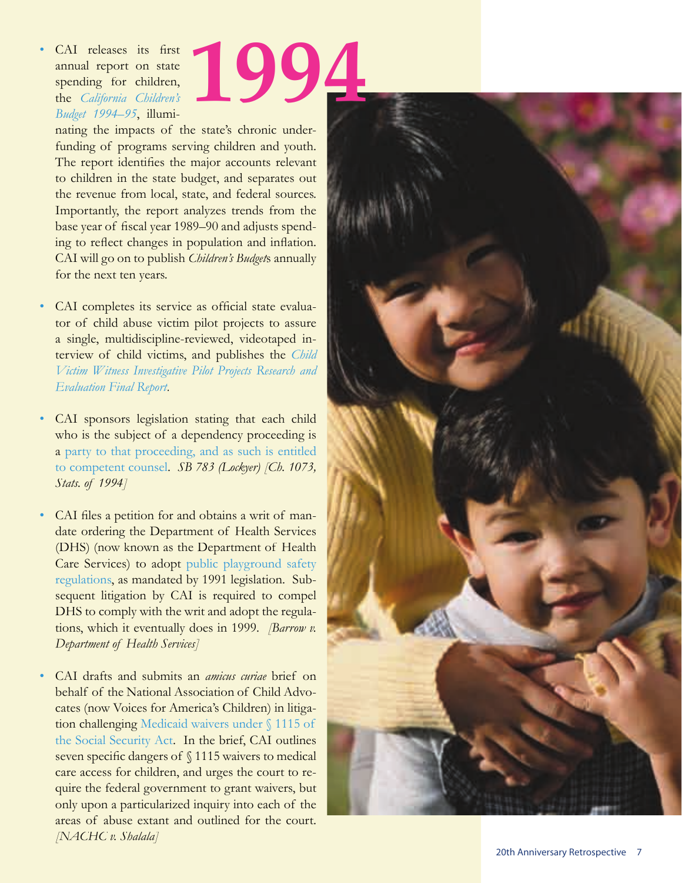# 1994

- CAI releases its first annual report on state spending for children, the *California Children's Budget 1994–95*, illuminating the impacts of the state's chronic underfunding of programs serving children and youth. The report identifies the major accounts relevant to children in the state budget, and separates out the revenue from local, state, and federal sources. Importantly, the report analyzes trends from the base year of fiscal year 1989–90 and adjusts spending to reflect changes in population and inflation. CAI will go on to publish *Children's Budget*s annually for the next ten years.

- CAI completes its service as official state evaluator of child abuse victim pilot projects to assure a single, multidiscipline-reviewed, videotaped interview of child victims, and publishes the *Child Victim Witness Investigative Pilot Projects Research and Evaluation Final Report*.

- CAI sponsors legislation stating that each child who is the subject of a dependency proceeding is a party to that proceeding, and as such is entitled to competent counsel. *SB 783 (Lockyer) [Ch. 1073, Stats. of 1994]*

- CAI files a petition for and obtains a writ of mandate ordering the Department of Health Services (DHS) (now known as the Department of Health Care Services) to adopt public playground safety regulations, as mandated by 1991 legislation. Subsequent litigation by CAI is required to compel DHS to comply with the writ and adopt the regulations, which it eventually does in 1999. *[Barrow v. Department of Health Services]*

- CAI drafts and submits an *amicus curiae* brief on behalf of the National Association of Child Advocates (now Voices for America's Children) in litigation challenging Medicaid waivers under § 1115 of the Social Security Act. In the brief, CAI outlines seven specific dangers of § 1115 waivers to medical care access for children, and urges the court to require the federal government to grant waivers, but only upon a particularized inquiry into each of the areas of abuse extant and outlined for the court. *[NACHC v. Shalala]*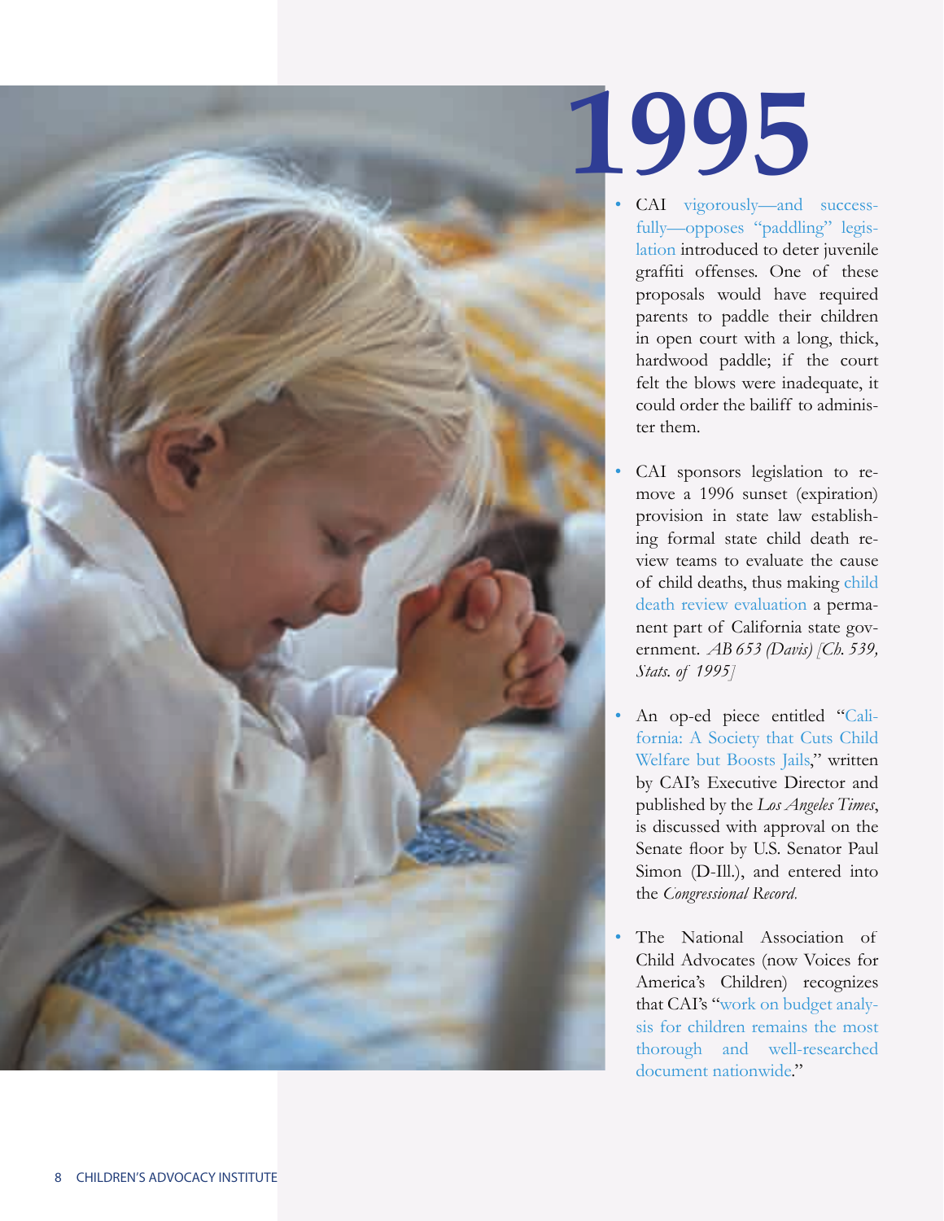# 1995

- CAI vigorously—and successfully—opposes "paddling" legislation introduced to deter juvenile graffiti offenses. One of these proposals would have required parents to paddle their children in open court with a long, thick, hardwood paddle; if the court felt the blows were inadequate, it could order the bailiff to administer them.

- CAI sponsors legislation to remove a 1996 sunset (expiration) provision in state law establishing formal state child death review teams to evaluate the cause of child deaths, thus making child death review evaluation a permanent part of California state government. *AB 653 (Davis) [Ch. 539, Stats. of 1995]*

- An op-ed piece entitled "California: A Society that Cuts Child Welfare but Boosts Jails," written by CAI's Executive Director and published by the *Los Angeles Times*, is discussed with approval on the Senate floor by U.S. Senator Paul Simon (D-Ill.), and entered into the *Congressional Record.*

- The National Association of Child Advocates (now Voices for America's Children) recognizes that CAI's "work on budget analysis for children remains the most thorough and well-researched document nationwide."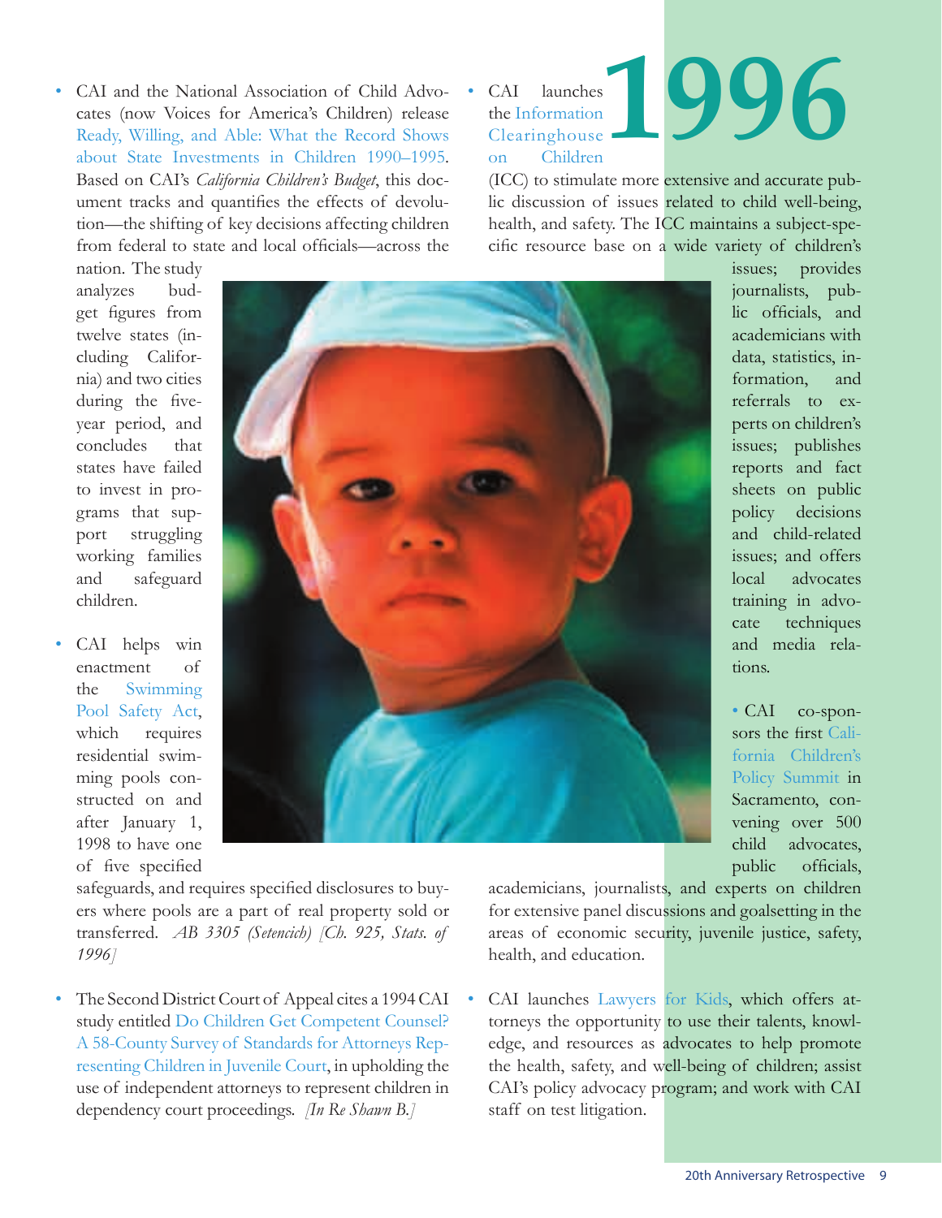# 1996

- CAI and the National Association of Child Advocates (now Voices for America's Children) release Ready, Willing, and Able: What the Record Shows about State Investments in Children 1990–1995. Based on CAI's *California Children's Budget*, this document tracks and quantifies the effects of devolution—the shifting of key decisions affecting children from federal to state and local officials—across the nation. The study analyzes budget figures from twelve states (including California) and two cities during the five-year period, and concludes that states have failed to invest in programs that support struggling working families and safeguard children.

- CAI helps win enactment of the Swimming Pool Safety Act, which requires residential swimming pools constructed on and after January 1, 1998 to have one of five specified safeguards, and requires specified disclosures to buyers where pools are a part of real property sold or transferred. *AB 3305 (Setencich) [Ch. 925, Stats. of 1996]*

- The Second District Court of Appeal cites a 1994 CAI study entitled Do Children Get Competent Counsel? A 58-County Survey of Standards for Attorneys Representing Children in Juvenile Court, in upholding the use of independent attorneys to represent children in dependency court proceedings. *[In Re Shawn B.]*

- CAI launches the Information Clearinghouse on Children (ICC) to stimulate more extensive and accurate public discussion of issues related to child well-being, health, and safety. The ICC maintains a subject-specific resource base on a wide variety of children's issues; provides journalists, public officials, and academicians with data, statistics, information, and referrals to experts on children's issues; publishes reports and fact sheets on public policy decisions and child-related issues; and offers local advocates training in advocate techniques and media relations.

- CAI co-sponsors the first California Children's Policy Summit in Sacramento, convening over 500 child advocates, public officials, academicians, journalists, and experts on children for extensive panel discussions and goalsetting in the areas of economic security, juvenile justice, safety, health, and education.

- CAI launches Lawyers for Kids, which offers attorneys the opportunity to use their talents, knowledge, and resources as advocates to help promote the health, safety, and well-being of children; assist CAI's policy advocacy program; and work with CAI staff on test litigation.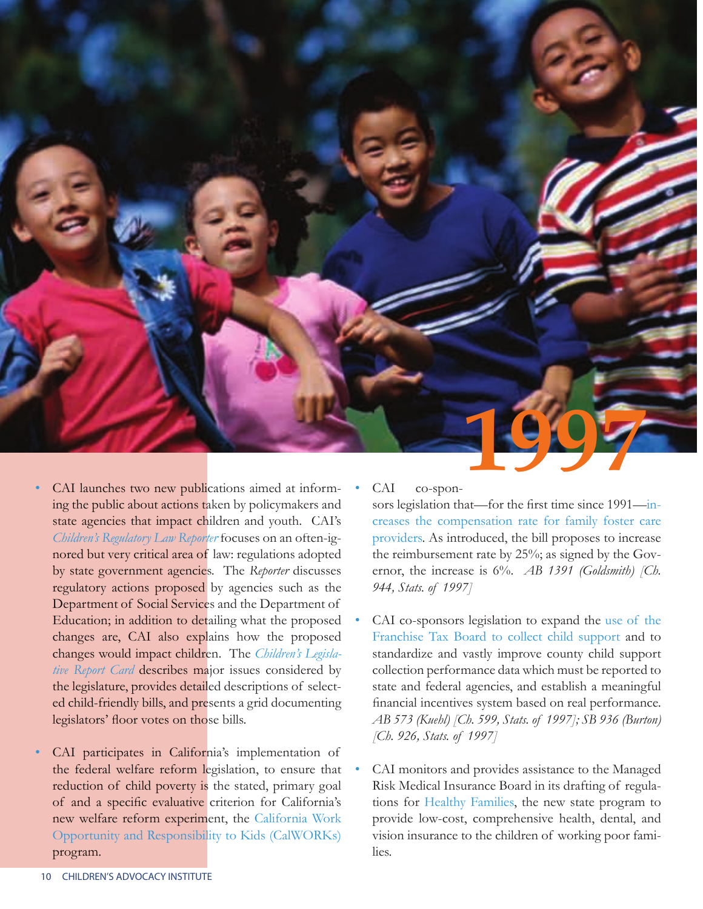# 1997

- CAI launches two new publications aimed at informing the public about actions taken by policymakers and state agencies that impact children and youth. CAI's *Children's Regulatory Law Reporter* focuses on an often-ignored but very critical area of law: regulations adopted by state government agencies. The *Reporter* discusses regulatory actions proposed by agencies such as the Department of Social Services and the Department of Education; in addition to detailing what the proposed changes are, CAI also explains how the proposed changes would impact children. The *Children's Legislative Report Card* describes major issues considered by the legislature, provides detailed descriptions of selected child-friendly bills, and presents a grid documenting legislators' floor votes on those bills.

- CAI participates in California's implementation of the federal welfare reform legislation, to ensure that reduction of child poverty is the stated, primary goal of and a specific evaluative criterion for California's new welfare reform experiment, the California Work Opportunity and Responsibility to Kids (CalWORKs) program.

- CAI co-sponsors legislation that—for the first time since 1991—increases the compensation rate for family foster care providers. As introduced, the bill proposes to increase the reimbursement rate by 25%; as signed by the Governor, the increase is 6%. *AB 1391 (Goldsmith) [Ch. 944, Stats. of 1997]*

- CAI co-sponsors legislation to expand the use of the Franchise Tax Board to collect child support and to standardize and vastly improve county child support collection performance data which must be reported to state and federal agencies, and establish a meaningful financial incentives system based on real performance. *AB 573 (Kuehl) [Ch. 599, Stats. of 1997]; SB 936 (Burton) [Ch. 926, Stats. of 1997]*

- CAI monitors and provides assistance to the Managed Risk Medical Insurance Board in its drafting of regulations for Healthy Families, the new state program to provide low-cost, comprehensive health, dental, and vision insurance to the children of working poor families.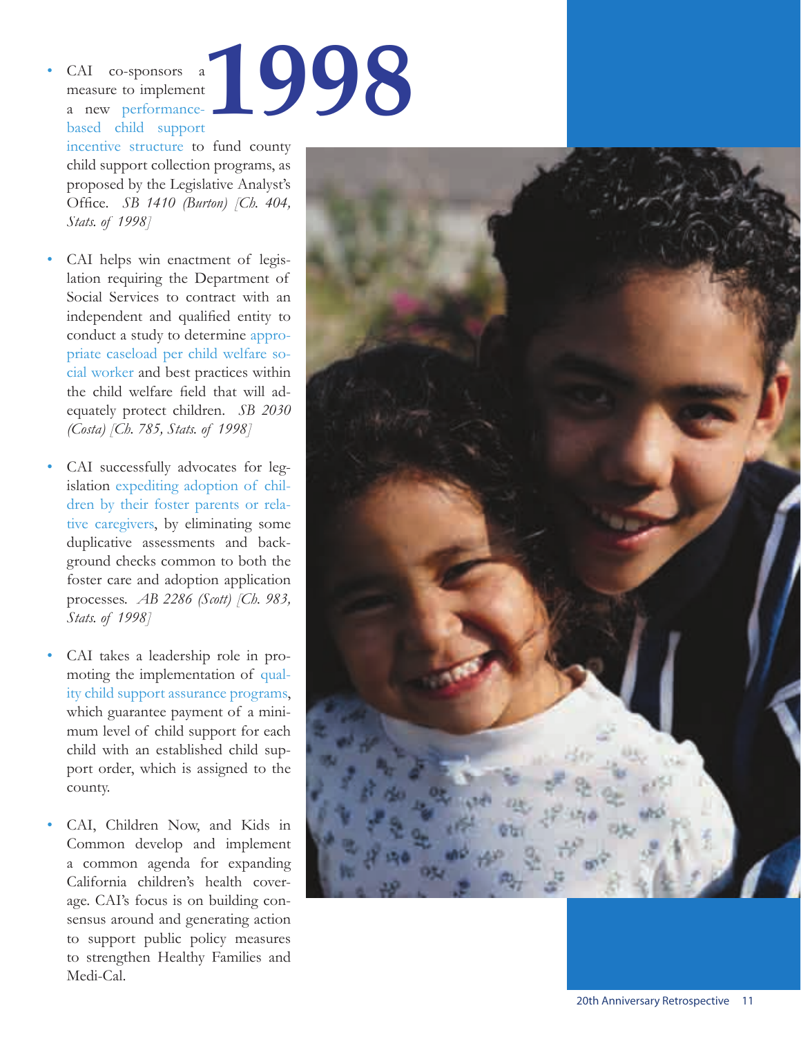# 1998

- CAI co-sponsors a measure to implement a new performance-based child support incentive structure to fund county child support collection programs, as proposed by the Legislative Analyst's Office. *SB 1410 (Burton) [Ch. 404, Stats. of 1998]*

- CAI helps win enactment of legislation requiring the Department of Social Services to contract with an independent and qualified entity to conduct a study to determine appropriate caseload per child welfare social worker and best practices within the child welfare field that will adequately protect children. *SB 2030 (Costa) [Ch. 785, Stats. of 1998]*

- CAI successfully advocates for legislation expediting adoption of children by their foster parents or relative caregivers, by eliminating some duplicative assessments and background checks common to both the foster care and adoption application processes. *AB 2286 (Scott) [Ch. 983, Stats. of 1998]*

- CAI takes a leadership role in promoting the implementation of quality child support assurance programs, which guarantee payment of a minimum level of child support for each child with an established child support order, which is assigned to the county.

- CAI, Children Now, and Kids in Common develop and implement a common agenda for expanding California children's health coverage. CAI's focus is on building consensus around and generating action to support public policy measures to strengthen Healthy Families and Medi-Cal.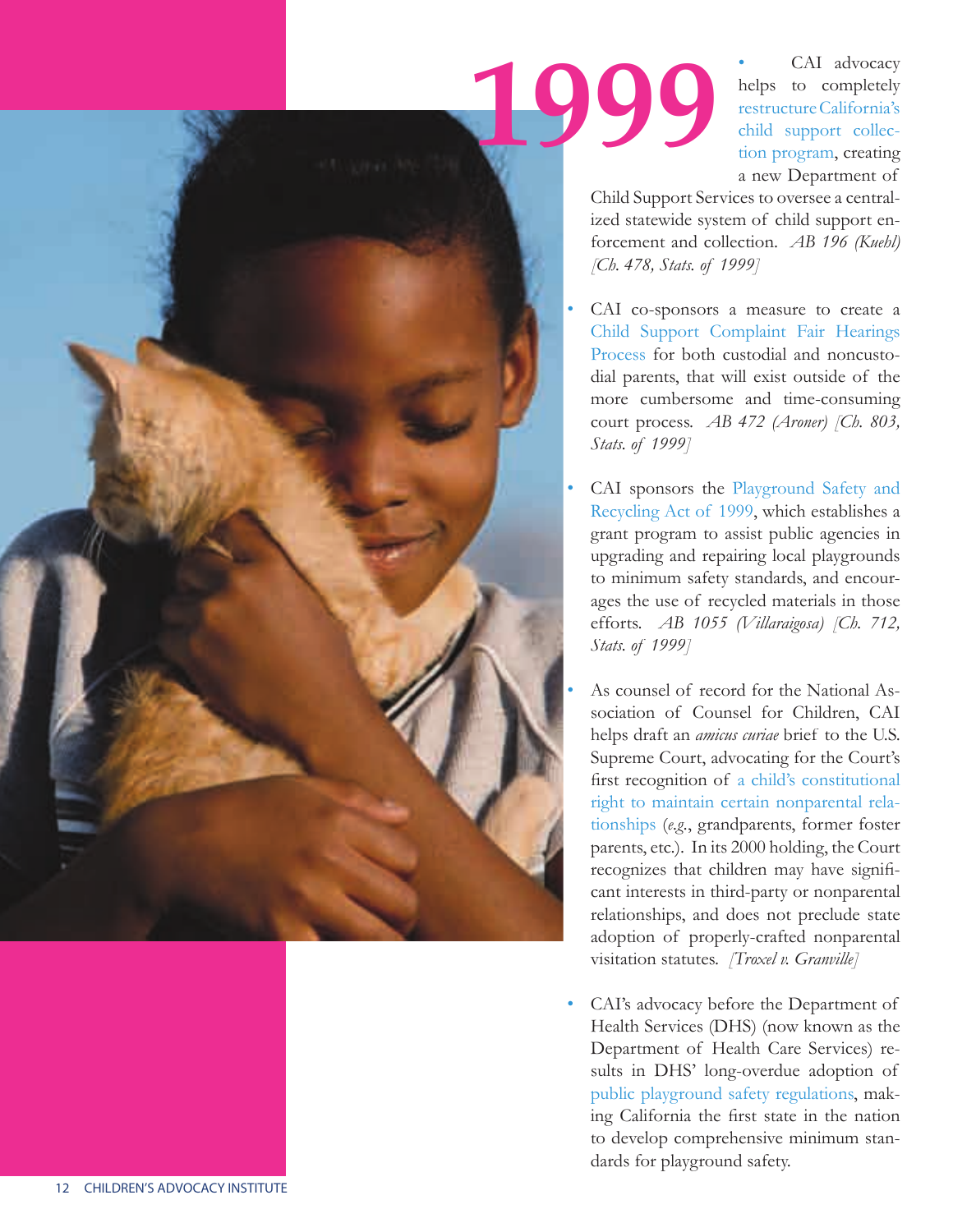# 1999

- CAI advocacy helps to completely restructure California's child support collection program, creating a new Department of Child Support Services to oversee a centralized statewide system of child support enforcement and collection. *AB 196 (Kuehl) [Ch. 478, Stats. of 1999]*

- CAI co-sponsors a measure to create a Child Support Complaint Fair Hearings Process for both custodial and noncustodial parents, that will exist outside of the more cumbersome and time-consuming court process. *AB 472 (Aroner) [Ch. 803, Stats. of 1999]*

- CAI sponsors the Playground Safety and Recycling Act of 1999, which establishes a grant program to assist public agencies in upgrading and repairing local playgrounds to minimum safety standards, and encourages the use of recycled materials in those efforts. *AB 1055 (Villaraigosa) [Ch. 712, Stats. of 1999]*

- As counsel of record for the National Association of Counsel for Children, CAI helps draft an *amicus curiae* brief to the U.S. Supreme Court, advocating for the Court's first recognition of a child's constitutional right to maintain certain nonparental relationships (*e.g.*, grandparents, former foster parents, etc.). In its 2000 holding, the Court recognizes that children may have significant interests in third-party or nonparental relationships, and does not preclude state adoption of properly-crafted nonparental visitation statutes. *[Troxel v. Granville]*

- CAI's advocacy before the Department of Health Services (DHS) (now known as the Department of Health Care Services) results in DHS' long-overdue adoption of public playground safety regulations, making California the first state in the nation to develop comprehensive minimum standards for playground safety.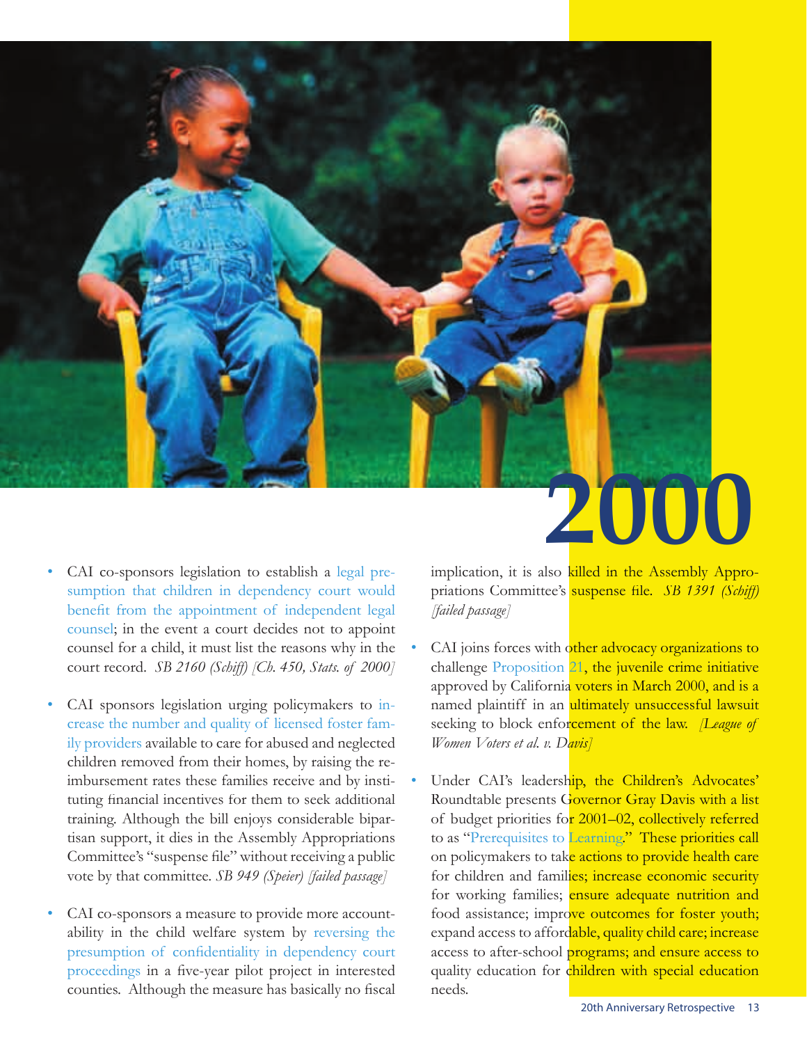# 2000

- CAI co-sponsors legislation to establish a legal presumption that children in dependency court would benefit from the appointment of independent legal counsel; in the event a court decides not to appoint counsel for a child, it must list the reasons why in the court record. *SB 2160 (Schiff) [Ch. 450, Stats. of 2000]*

- CAI sponsors legislation urging policymakers to increase the number and quality of licensed foster family providers available to care for abused and neglected children removed from their homes, by raising the reimbursement rates these families receive and by instituting financial incentives for them to seek additional training. Although the bill enjoys considerable bipartisan support, it dies in the Assembly Appropriations Committee's "suspense file" without receiving a public vote by that committee. *SB 949 (Speier) [failed passage]*

- CAI co-sponsors a measure to provide more accountability in the child welfare system by reversing the presumption of confidentiality in dependency court proceedings in a five-year pilot project in interested counties. Although the measure has basically no fiscal implication, it is also killed in the Assembly Appropriations Committee's suspense file. *SB 1391 (Schiff) [failed passage]*

- CAI joins forces with other advocacy organizations to challenge Proposition 21, the juvenile crime initiative approved by California voters in March 2000, and is a named plaintiff in an ultimately unsuccessful lawsuit seeking to block enforcement of the law. *[League of Women Voters et al. v. Davis]*

- Under CAI's leadership, the Children's Advocates' Roundtable presents Governor Gray Davis with a list of budget priorities for 2001–02, collectively referred to as "Prerequisites to Learning." These priorities call on policymakers to take actions to provide health care for children and families; increase economic security for working families; ensure adequate nutrition and food assistance; improve outcomes for foster youth; expand access to affordable, quality child care; increase access to after-school programs; and ensure access to quality education for children with special education needs.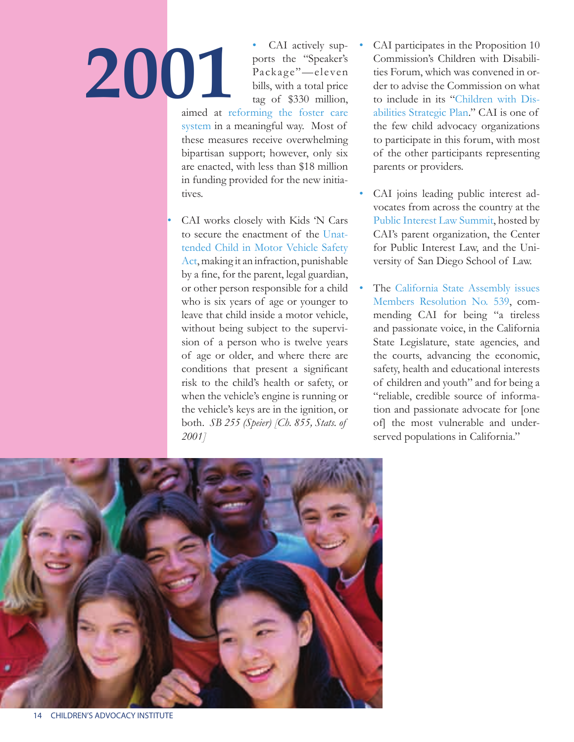# 2001

- CAI actively supports the "Speaker's Package"—eleven bills, with a total price tag of $330 million, aimed at reforming the foster care system in a meaningful way. Most of these measures receive overwhelming bipartisan support; however, only six are enacted, with less than $18 million in funding provided for the new initiatives.

- CAI works closely with Kids 'N Cars to secure the enactment of the Unattended Child in Motor Vehicle Safety Act, making it an infraction, punishable by a fine, for the parent, legal guardian, or other person responsible for a child who is six years of age or younger to leave that child inside a motor vehicle, without being subject to the supervision of a person who is twelve years of age or older, and where there are conditions that present a significant risk to the child's health or safety, or when the vehicle's engine is running or the vehicle's keys are in the ignition, or both. *SB 255 (Speier) [Ch. 855, Stats. of 2001]*

- CAI participates in the Proposition 10 Commission's Children with Disabilities Forum, which was convened in order to advise the Commission on what to include in its "Children with Disabilities Strategic Plan." CAI is one of the few child advocacy organizations to participate in this forum, with most of the other participants representing parents or providers.

- CAI joins leading public interest advocates from across the country at the Public Interest Law Summit, hosted by CAI's parent organization, the Center for Public Interest Law, and the University of San Diego School of Law.

- The California State Assembly issues Members Resolution No. 539, commending CAI for being "a tireless and passionate voice, in the California State Legislature, state agencies, and the courts, advancing the economic, safety, health and educational interests of children and youth" and for being a "reliable, credible source of information and passionate advocate for [one of] the most vulnerable and underserved populations in California."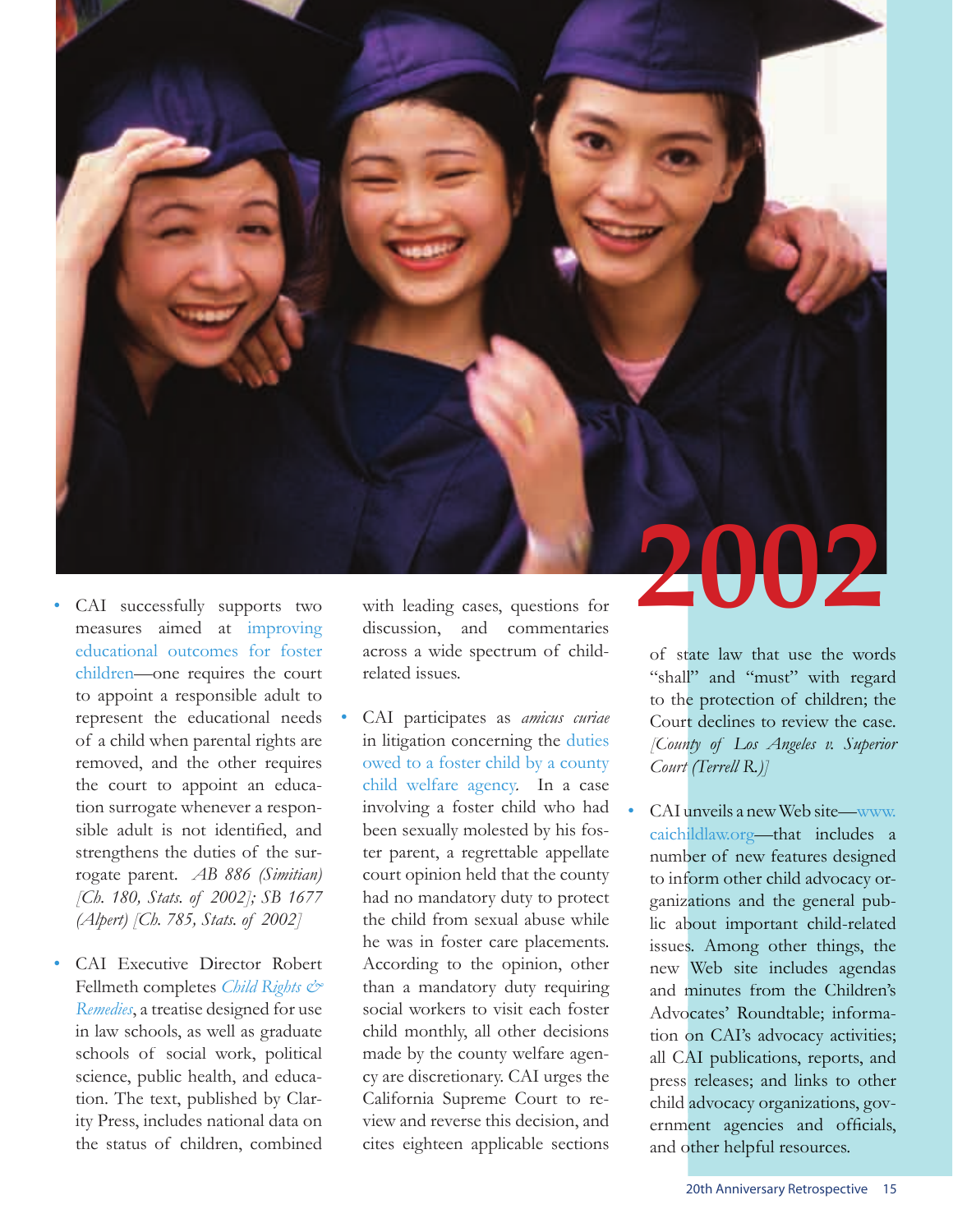# 2002

- CAI successfully supports two measures aimed at improving educational outcomes for foster children—one requires the court to appoint a responsible adult to represent the educational needs of a child when parental rights are removed, and the other requires the court to appoint an education surrogate whenever a responsible adult is not identified, and strengthens the duties of the surrogate parent. *AB 886 (Simitian) [Ch. 180, Stats. of 2002]; SB 1677 (Alpert) [Ch. 785, Stats. of 2002]*

- CAI Executive Director Robert Fellmeth completes *Child Rights & Remedies*, a treatise designed for use in law schools, as well as graduate schools of social work, political science, public health, and education. The text, published by Clarity Press, includes national data on the status of children, combined with leading cases, questions for discussion, and commentaries across a wide spectrum of child-related issues.

- CAI participates as *amicus curiae* in litigation concerning the duties owed to a foster child by a county child welfare agency. In a case involving a foster child who had been sexually molested by his foster parent, a regrettable appellate court opinion held that the county had no mandatory duty to protect the child from sexual abuse while he was in foster care placements. According to the opinion, other than a mandatory duty requiring social workers to visit each foster child monthly, all other decisions made by the county welfare agency are discretionary. CAI urges the California Supreme Court to review and reverse this decision, and cites eighteen applicable sections of state law that use the words "shall" and "must" with regard to the protection of children; the Court declines to review the case. *[County of Los Angeles v. Superior Court (Terrell R.)]*

- CAI unveils a new Web site—www.caichildlaw.org—that includes a number of new features designed to inform other child advocacy organizations and the general public about important child-related issues. Among other things, the new Web site includes agendas and minutes from the Children's Advocates' Roundtable; information on CAI's advocacy activities; all CAI publications, reports, and press releases; and links to other child advocacy organizations, government agencies and officials, and other helpful resources.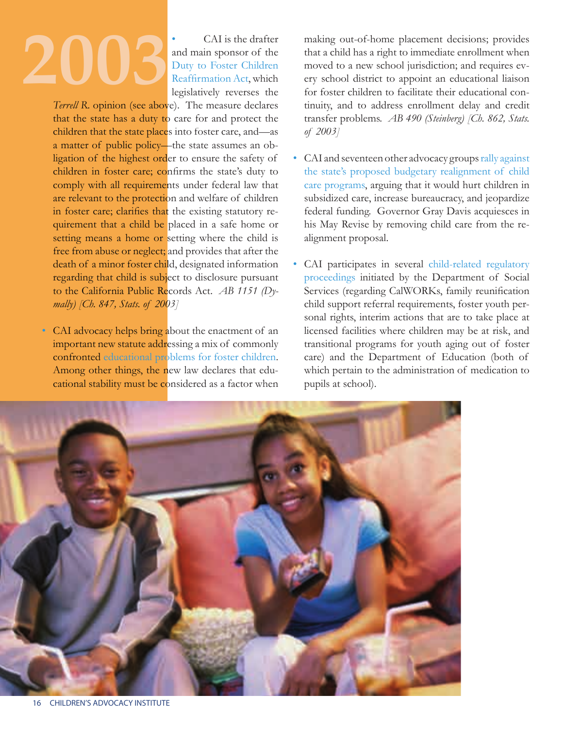# 2003

- CAI is the drafter and main sponsor of the Duty to Foster Children Reaffirmation Act, which legislatively reverses the *Terrell R.* opinion (see above). The measure declares that the state has a duty to care for and protect the children that the state places into foster care, and—as a matter of public policy—the state assumes an obligation of the highest order to ensure the safety of children in foster care; confirms the state's duty to comply with all requirements under federal law that are relevant to the protection and welfare of children in foster care; clarifies that the existing statutory requirement that a child be placed in a safe home or setting means a home or setting where the child is free from abuse or neglect; and provides that after the death of a minor foster child, designated information regarding that child is subject to disclosure pursuant to the California Public Records Act. *AB 1151 (Dymally) [Ch. 847, Stats. of 2003]*

- CAI advocacy helps bring about the enactment of an important new statute addressing a mix of commonly confronted educational problems for foster children. Among other things, the new law declares that educational stability must be considered as a factor when making out-of-home placement decisions; provides that a child has a right to immediate enrollment when moved to a new school jurisdiction; and requires every school district to appoint an educational liaison for foster children to facilitate their educational continuity, and to address enrollment delay and credit transfer problems. *AB 490 (Steinberg) [Ch. 862, Stats. of 2003]*

- CAI and seventeen other advocacy groups rally against the state's proposed budgetary realignment of child care programs, arguing that it would hurt children in subsidized care, increase bureaucracy, and jeopardize federal funding. Governor Gray Davis acquiesces in his May Revise by removing child care from the realignment proposal.

- CAI participates in several child-related regulatory proceedings initiated by the Department of Social Services (regarding CalWORKs, family reunification child support referral requirements, foster youth personal rights, interim actions that are to take place at licensed facilities where children may be at risk, and transitional programs for youth aging out of foster care) and the Department of Education (both of which pertain to the administration of medication to pupils at school).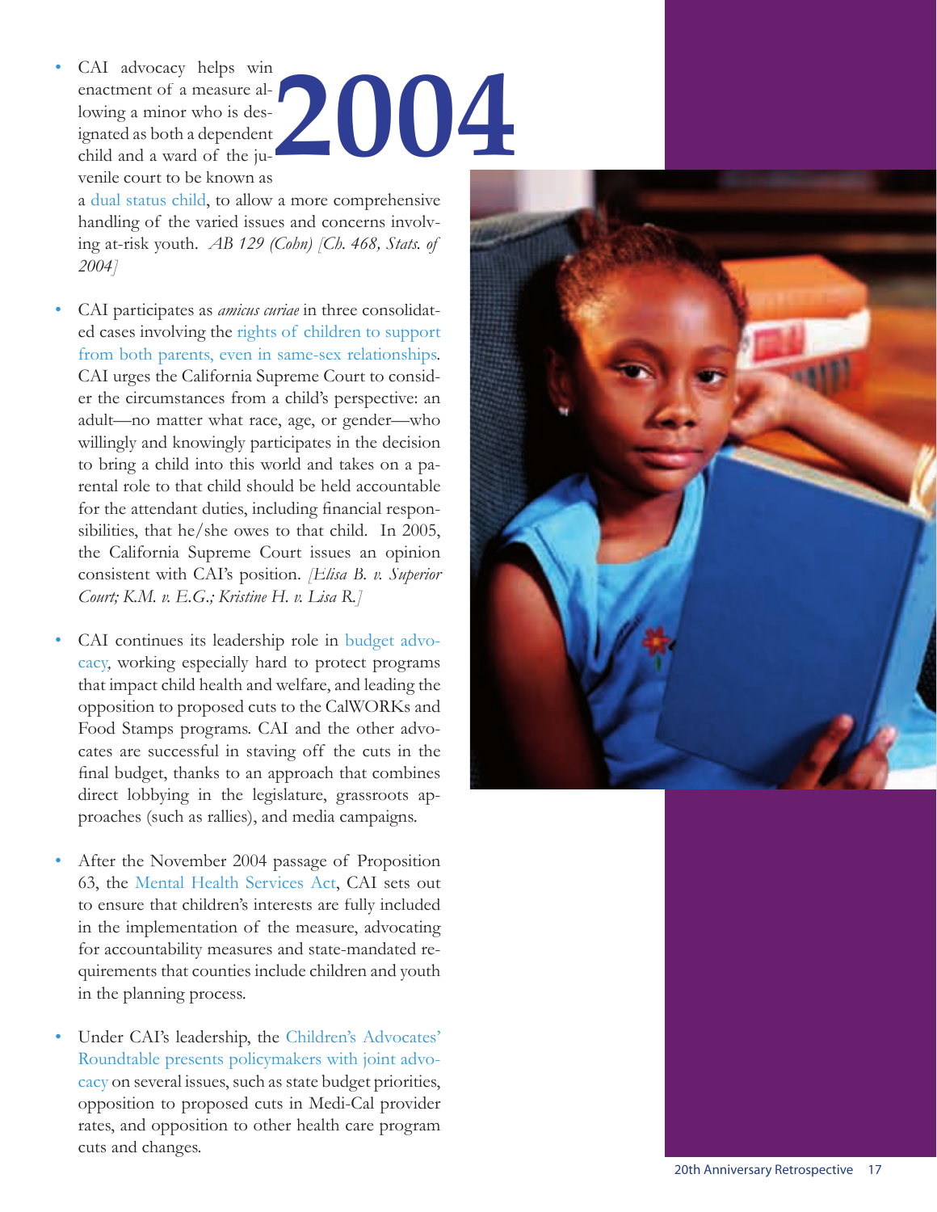# 2004

- CAI advocacy helps win enactment of a measure allowing a minor who is designated as both a dependent child and a ward of the juvenile court to be known as a dual status child, to allow a more comprehensive handling of the varied issues and concerns involving at-risk youth. *AB 129 (Cohn) [Ch. 468, Stats. of 2004]*

- CAI participates as *amicus curiae* in three consolidated cases involving the rights of children to support from both parents, even in same-sex relationships. CAI urges the California Supreme Court to consider the circumstances from a child's perspective: an adult—no matter what race, age, or gender—who willingly and knowingly participates in the decision to bring a child into this world and takes on a parental role to that child should be held accountable for the attendant duties, including financial responsibilities, that he/she owes to that child. In 2005, the California Supreme Court issues an opinion consistent with CAI's position. *[Elisa B. v. Superior Court; K.M. v. E.G.; Kristine H. v. Lisa R.]*

- CAI continues its leadership role in budget advocacy, working especially hard to protect programs that impact child health and welfare, and leading the opposition to proposed cuts to the CalWORKs and Food Stamps programs. CAI and the other advocates are successful in staving off the cuts in the final budget, thanks to an approach that combines direct lobbying in the legislature, grassroots approaches (such as rallies), and media campaigns.

- After the November 2004 passage of Proposition 63, the Mental Health Services Act, CAI sets out to ensure that children's interests are fully included in the implementation of the measure, advocating for accountability measures and state-mandated requirements that counties include children and youth in the planning process.

- Under CAI's leadership, the Children's Advocates' Roundtable presents policymakers with joint advocacy on several issues, such as state budget priorities, opposition to proposed cuts in Medi-Cal provider rates, and opposition to other health care program cuts and changes.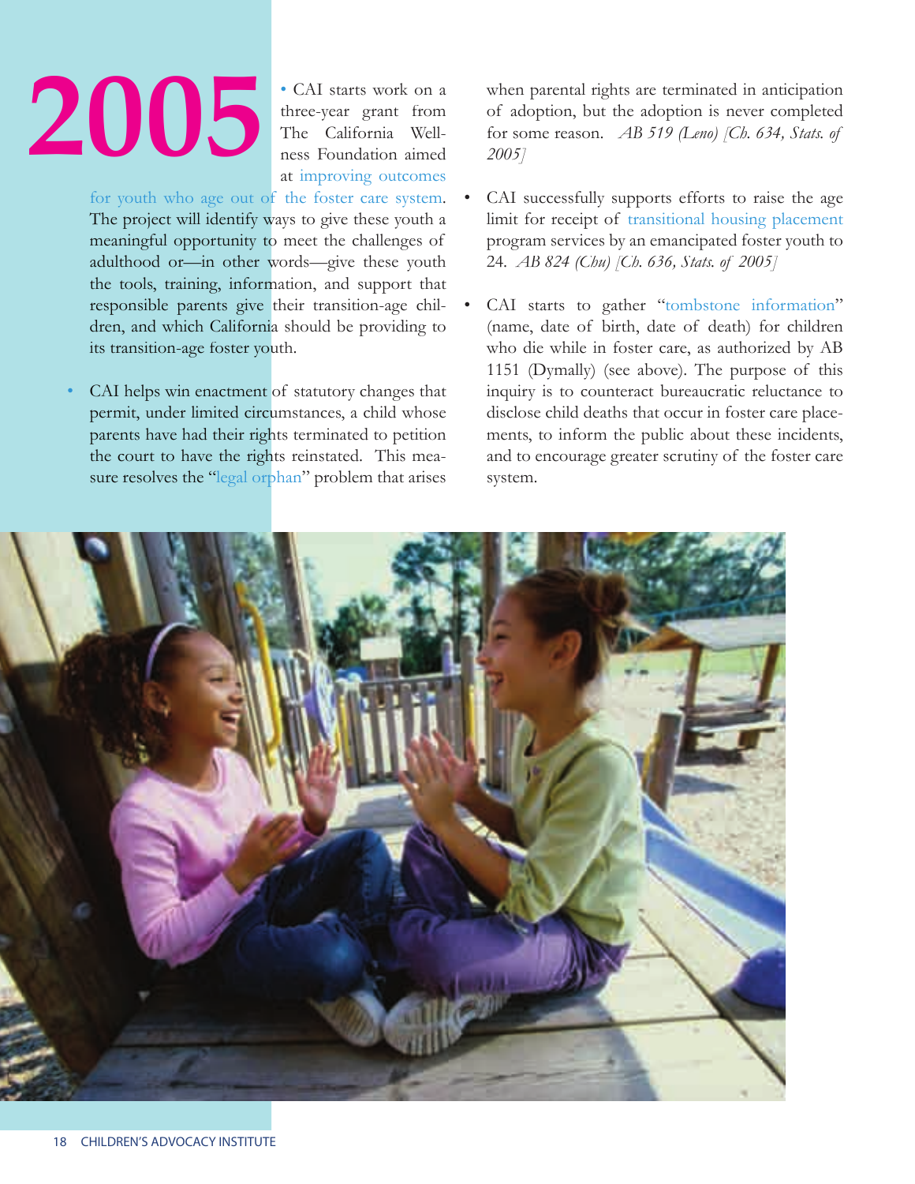# 2005

- CAI starts work on a three-year grant from The California Wellness Foundation aimed at improving outcomes for youth who age out of the foster care system. The project will identify ways to give these youth a meaningful opportunity to meet the challenges of adulthood or—in other words—give these youth the tools, training, information, and support that responsible parents give their transition-age children, and which California should be providing to its transition-age foster youth.

- CAI helps win enactment of statutory changes that permit, under limited circumstances, a child whose parents have had their rights terminated to petition the court to have the rights reinstated. This measure resolves the "legal orphan" problem that arises when parental rights are terminated in anticipation of adoption, but the adoption is never completed for some reason. *AB 519 (Leno) [Ch. 634, Stats. of 2005]*

- CAI successfully supports efforts to raise the age limit for receipt of transitional housing placement program services by an emancipated foster youth to 24. *AB 824 (Chu) [Ch. 636, Stats. of 2005]*

- CAI starts to gather "tombstone information" (name, date of birth, date of death) for children who die while in foster care, as authorized by AB 1151 (Dymally) (see above). The purpose of this inquiry is to counteract bureaucratic reluctance to disclose child deaths that occur in foster care placements, to inform the public about these incidents, and to encourage greater scrutiny of the foster care system.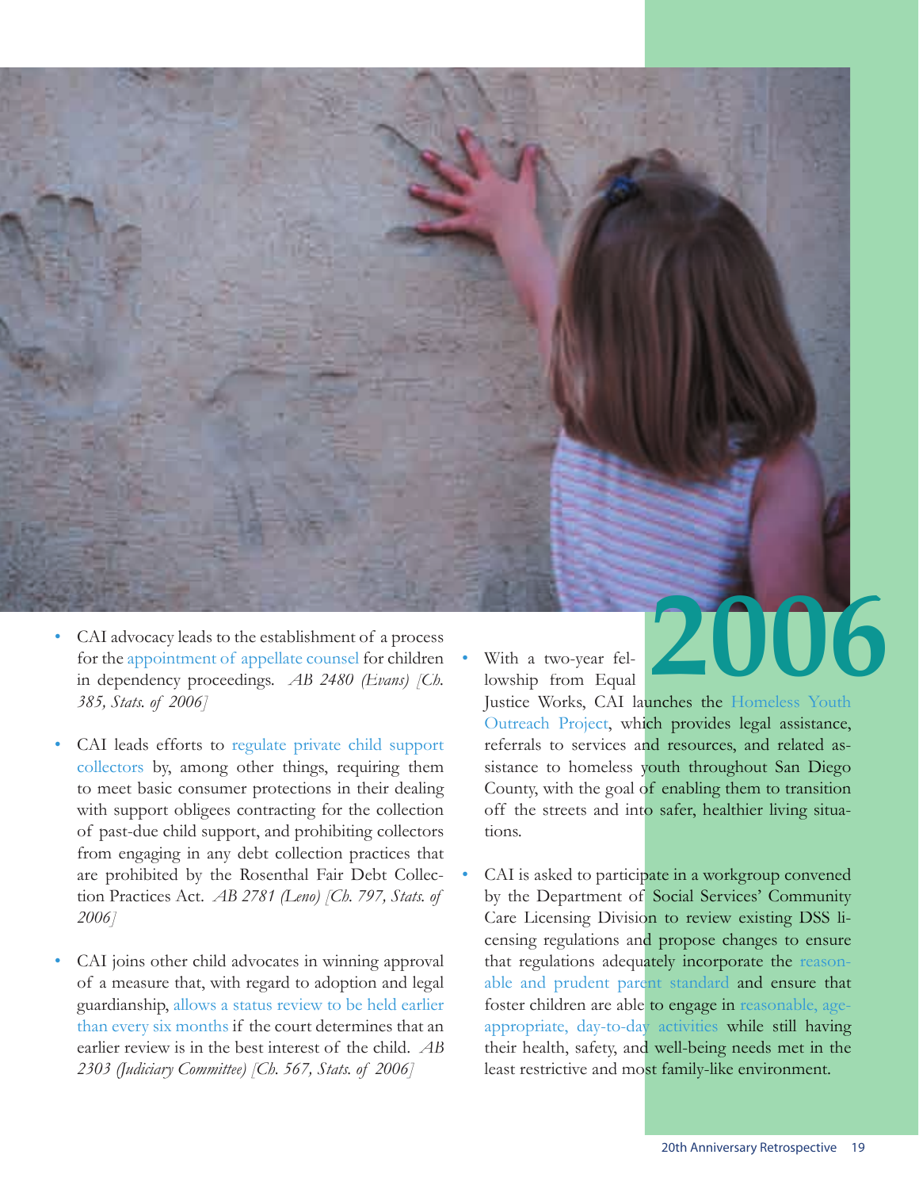# 2006

- CAI advocacy leads to the establishment of a process for the appointment of appellate counsel for children in dependency proceedings. *AB 2480 (Evans) [Ch. 385, Stats. of 2006]*

- CAI leads efforts to regulate private child support collectors by, among other things, requiring them to meet basic consumer protections in their dealing with support obligees contracting for the collection of past-due child support, and prohibiting collectors from engaging in any debt collection practices that are prohibited by the Rosenthal Fair Debt Collection Practices Act. *AB 2781 (Leno) [Ch. 797, Stats. of 2006]*

- CAI joins other child advocates in winning approval of a measure that, with regard to adoption and legal guardianship, allows a status review to be held earlier than every six months if the court determines that an earlier review is in the best interest of the child. *AB 2303 (Judiciary Committee) [Ch. 567, Stats. of 2006]*

- With a two-year fellowship from Equal Justice Works, CAI launches the Homeless Youth Outreach Project, which provides legal assistance, referrals to services and resources, and related assistance to homeless youth throughout San Diego County, with the goal of enabling them to transition off the streets and into safer, healthier living situations.

- CAI is asked to participate in a workgroup convened by the Department of Social Services' Community Care Licensing Division to review existing DSS licensing regulations and propose changes to ensure that regulations adequately incorporate the reasonable and prudent parent standard and ensure that foster children are able to engage in reasonable, age-appropriate, day-to-day activities while still having their health, safety, and well-being needs met in the least restrictive and most family-like environment.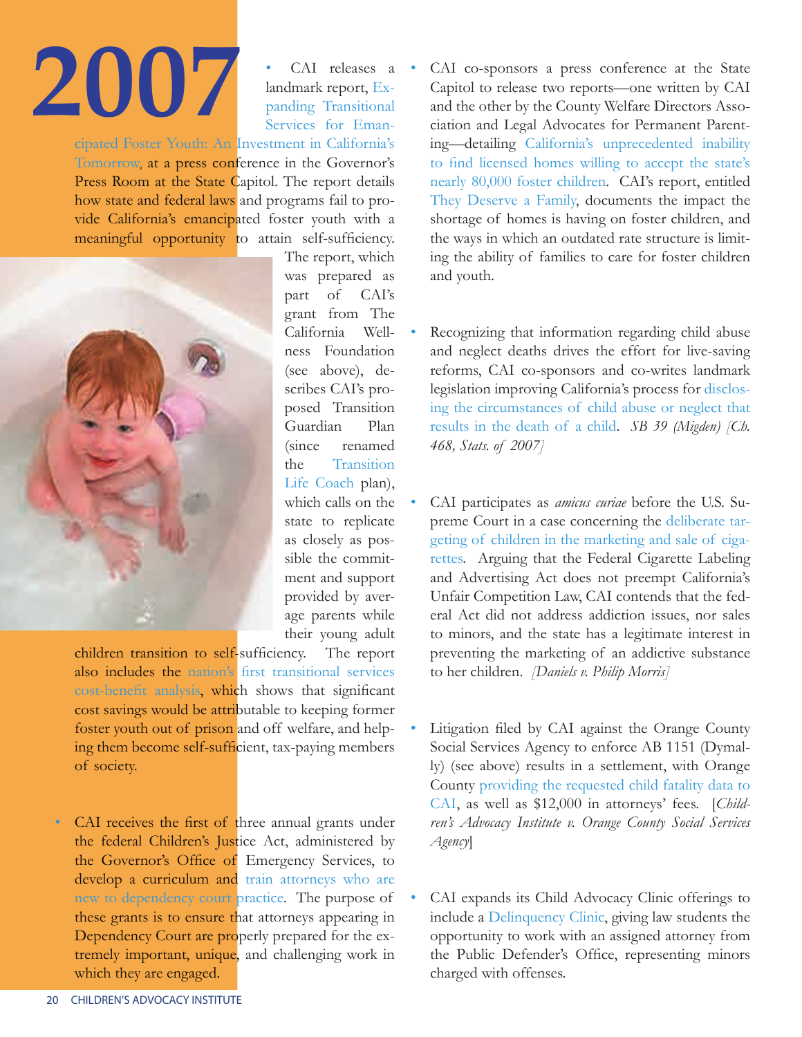# 2007

- CAI releases a landmark report, Expanding Transitional Services for Emancipated Foster Youth: An Investment in California's Tomorrow, at a press conference in the Governor's Press Room at the State Capitol. The report details how state and federal laws and programs fail to provide California's emancipated foster youth with a meaningful opportunity to attain self-sufficiency. The report, which was prepared as part of CAI's grant from The California Wellness Foundation (see above), describes CAI's proposed Transition Guardian Plan (since renamed the Transition Life Coach plan), which calls on the state to replicate as closely as possible the commitment and support provided by average parents while their young adult children transition to self-sufficiency. The report also includes the nation's first transitional services cost-benefit analysis, which shows that significant cost savings would be attributable to keeping former foster youth out of prison and off welfare, and helping them become self-sufficient, tax-paying members of society.

- CAI receives the first of three annual grants under the federal Children's Justice Act, administered by the Governor's Office of Emergency Services, to develop a curriculum and train attorneys who are new to dependency court practice. The purpose of these grants is to ensure that attorneys appearing in Dependency Court are properly prepared for the extremely important, unique, and challenging work in which they are engaged.

- CAI co-sponsors a press conference at the State Capitol to release two reports—one written by CAI and the other by the County Welfare Directors Association and Legal Advocates for Permanent Parenting—detailing California's unprecedented inability to find licensed homes willing to accept the state's nearly 80,000 foster children. CAI's report, entitled They Deserve a Family, documents the impact the shortage of homes is having on foster children, and the ways in which an outdated rate structure is limiting the ability of families to care for foster children and youth.

- Recognizing that information regarding child abuse and neglect deaths drives the effort for live-saving reforms, CAI co-sponsors and co-writes landmark legislation improving California's process for disclosing the circumstances of child abuse or neglect that results in the death of a child. *SB 39 (Migden) [Ch. 468, Stats. of 2007]*

- CAI participates as *amicus curiae* before the U.S. Supreme Court in a case concerning the deliberate targeting of children in the marketing and sale of cigarettes. Arguing that the Federal Cigarette Labeling and Advertising Act does not preempt California's Unfair Competition Law, CAI contends that the federal Act did not address addiction issues, nor sales to minors, and the state has a legitimate interest in preventing the marketing of an addictive substance to her children. *[Daniels v. Philip Morris]*

- Litigation filed by CAI against the Orange County Social Services Agency to enforce AB 1151 (Dymally) (see above) results in a settlement, with Orange County providing the requested child fatality data to CAI, as well as $12,000 in attorneys' fees. [*Children's Advocacy Institute v. Orange County Social Services Agency*]

- CAI expands its Child Advocacy Clinic offerings to include a Delinquency Clinic, giving law students the opportunity to work with an assigned attorney from the Public Defender's Office, representing minors charged with offenses.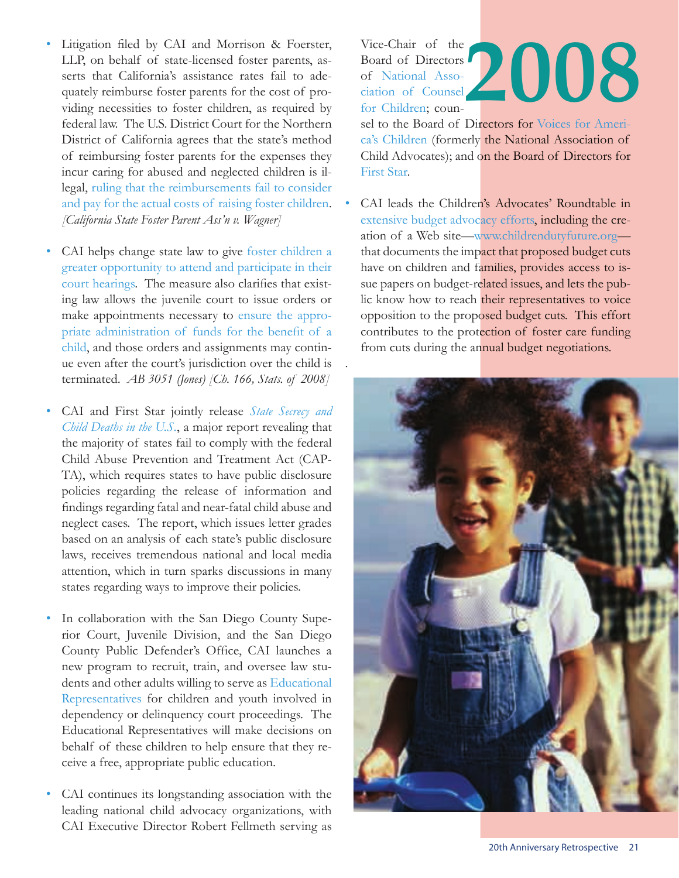# 2008

- Litigation filed by CAI and Morrison & Foerster, LLP, on behalf of state-licensed foster parents, asserts that California's assistance rates fail to adequately reimburse foster parents for the cost of providing necessities to foster children, as required by federal law. The U.S. District Court for the Northern District of California agrees that the state's method of reimbursing foster parents for the expenses they incur caring for abused and neglected children is illegal, ruling that the reimbursements fail to consider and pay for the actual costs of raising foster children. *[California State Foster Parent Ass'n v. Wagner]*

- CAI helps change state law to give foster children a greater opportunity to attend and participate in their court hearings. The measure also clarifies that existing law allows the juvenile court to issue orders or make appointments necessary to ensure the appropriate administration of funds for the benefit of a child, and those orders and assignments may continue even after the court's jurisdiction over the child is terminated. *AB 3051 (Jones) [Ch. 166, Stats. of 2008]*

- CAI and First Star jointly release *State Secrecy and Child Deaths in the U.S.*, a major report revealing that the majority of states fail to comply with the federal Child Abuse Prevention and Treatment Act (CAPTA), which requires states to have public disclosure policies regarding the release of information and findings regarding fatal and near-fatal child abuse and neglect cases. The report, which issues letter grades based on an analysis of each state's public disclosure laws, receives tremendous national and local media attention, which in turn sparks discussions in many states regarding ways to improve their policies.

- In collaboration with the San Diego County Superior Court, Juvenile Division, and the San Diego County Public Defender's Office, CAI launches a new program to recruit, train, and oversee law students and other adults willing to serve as Educational Representatives for children and youth involved in dependency or delinquency court proceedings. The Educational Representatives will make decisions on behalf of these children to help ensure that they receive a free, appropriate public education.

- CAI continues its longstanding association with the leading national child advocacy organizations, with CAI Executive Director Robert Fellmeth serving as Vice-Chair of the Board of Directors of National Association of Counsel for Children; counsel to the Board of Directors for Voices for America's Children (formerly the National Association of Child Advocates); and on the Board of Directors for First Star.

- CAI leads the Children's Advocates' Roundtable in extensive budget advocacy efforts, including the creation of a Web site—www.childrendutyfuture.org—that documents the impact that proposed budget cuts have on children and families, provides access to issue papers on budget-related issues, and lets the public know how to reach their representatives to voice opposition to the proposed budget cuts. This effort contributes to the protection of foster care funding from cuts during the annual budget negotiations.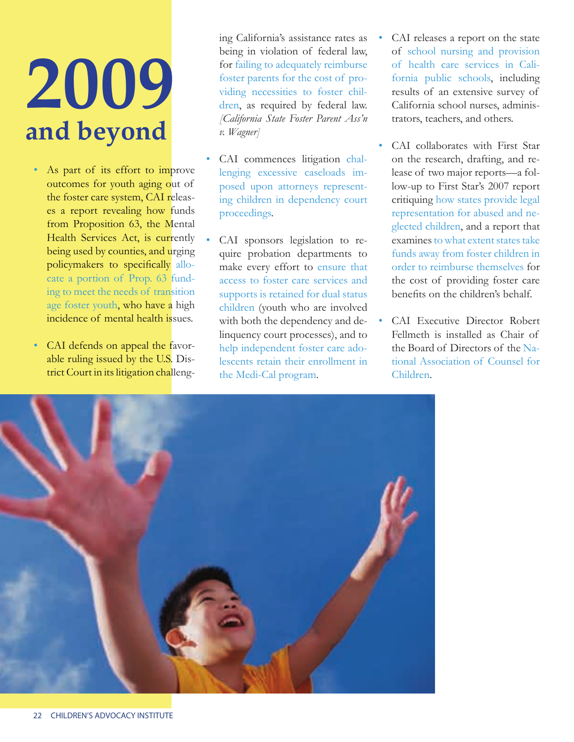# 2009 and beyond

- As part of its effort to improve outcomes for youth aging out of the foster care system, CAI releases a report revealing how funds from Proposition 63, the Mental Health Services Act, is currently being used by counties, and urging policymakers to specifically allocate a portion of Prop. 63 funding to meet the needs of transition age foster youth, who have a high incidence of mental health issues.

- CAI defends on appeal the favorable ruling issued by the U.S. District Court in its litigation challenging California's assistance rates as being in violation of federal law, for failing to adequately reimburse foster parents for the cost of providing necessities to foster children, as required by federal law. *[California State Foster Parent Ass'n v. Wagner]*

- CAI commences litigation challenging excessive caseloads imposed upon attorneys representing children in dependency court proceedings.

- CAI sponsors legislation to require probation departments to make every effort to ensure that access to foster care services and supports is retained for dual status children (youth who are involved with both the dependency and delinquency court processes), and to help independent foster care adolescents retain their enrollment in the Medi-Cal program.

- CAI releases a report on the state of school nursing and provision of health care services in California public schools, including results of an extensive survey of California school nurses, administrators, teachers, and others.

- CAI collaborates with First Star on the research, drafting, and release of two major reports—a follow-up to First Star's 2007 report critiquing how states provide legal representation for abused and neglected children, and a report that examines to what extent states take funds away from foster children in order to reimburse themselves for the cost of providing foster care benefits on the children's behalf.

- CAI Executive Director Robert Fellmeth is installed as Chair of the Board of Directors of the National Association of Counsel for Children.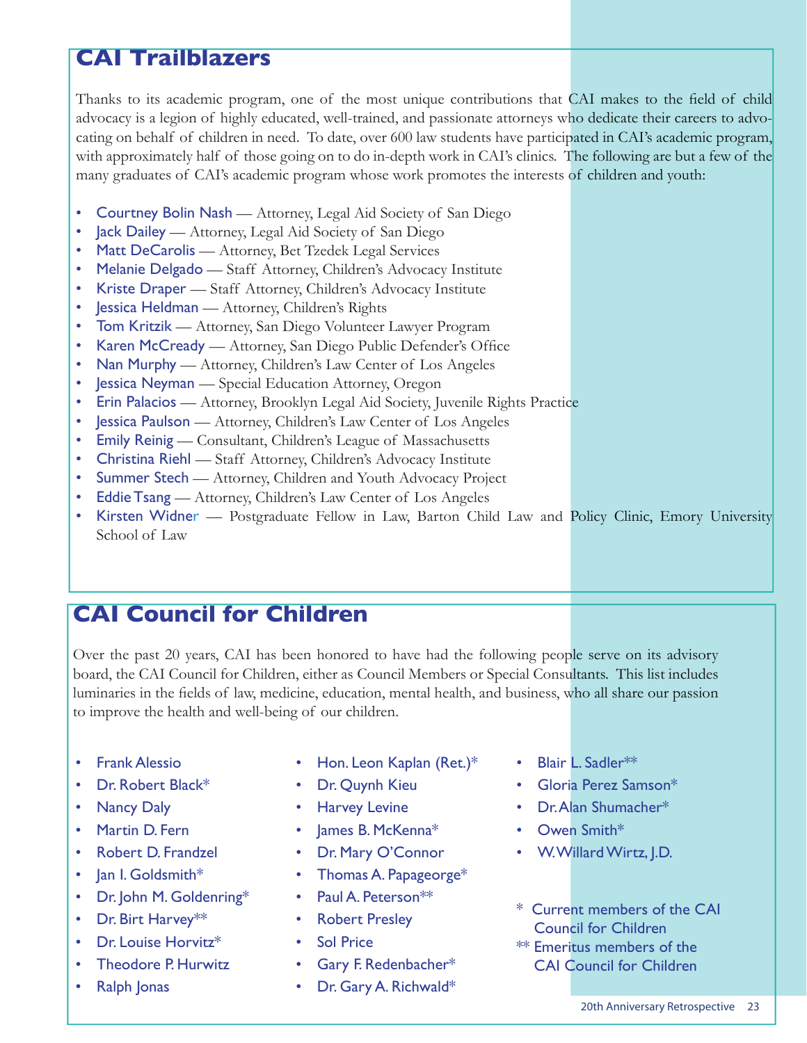## CAI Trailblazers

Thanks to its academic program, one of the most unique contributions that CAI makes to the field of child advocacy is a legion of highly educated, well-trained, and passionate attorneys who dedicate their careers to advocating on behalf of children in need. To date, over 600 law students have participated in CAI's academic program, with approximately half of those going on to do in-depth work in CAI's clinics. The following are but a few of the many graduates of CAI's academic program whose work promotes the interests of children and youth:

- Courtney Bolin Nash — Attorney, Legal Aid Society of San Diego
- Jack Dailey — Attorney, Legal Aid Society of San Diego
- Matt DeCarolis — Attorney, Bet Tzedek Legal Services
- Melanie Delgado — Staff Attorney, Children's Advocacy Institute
- Kriste Draper — Staff Attorney, Children's Advocacy Institute
- Jessica Heldman — Attorney, Children's Rights
- Tom Kritzik — Attorney, San Diego Volunteer Lawyer Program
- Karen McCready — Attorney, San Diego Public Defender's Office
- Nan Murphy — Attorney, Children's Law Center of Los Angeles
- Jessica Neyman — Special Education Attorney, Oregon
- Erin Palacios — Attorney, Brooklyn Legal Aid Society, Juvenile Rights Practice
- Jessica Paulson — Attorney, Children's Law Center of Los Angeles
- Emily Reinig — Consultant, Children's League of Massachusetts
- Christina Riehl — Staff Attorney, Children's Advocacy Institute
- Summer Stech — Attorney, Children and Youth Advocacy Project
- Eddie Tsang — Attorney, Children's Law Center of Los Angeles
- Kirsten Widner — Postgraduate Fellow in Law, Barton Child Law and Policy Clinic, Emory University School of Law

## CAI Council for Children

Over the past 20 years, CAI has been honored to have had the following people serve on its advisory board, the CAI Council for Children, either as Council Members or Special Consultants. This list includes luminaries in the fields of law, medicine, education, mental health, and business, who all share our passion to improve the health and well-being of our children.

- Frank Alessio
- Dr. Robert Black*
- Nancy Daly
- Martin D. Fern
- Robert D. Frandzel
- Jan I. Goldsmith*
- Dr. John M. Goldenring*
- Dr. Birt Harvey**
- Dr. Louise Horvitz*
- Theodore P. Hurwitz
- Ralph Jonas
- Hon. Leon Kaplan (Ret.)*
- Dr. Quynh Kieu
- Harvey Levine
- James B. McKenna*
- Dr. Mary O'Connor
- Thomas A. Papageorge*
- Paul A. Peterson**
- Robert Presley
- Sol Price
- Gary F. Redenbacher*
- Dr. Gary A. Richwald*
- Blair L. Sadler**
- Gloria Perez Samson*
- Dr. Alan Shumacher*
- Owen Smith*
- W. Willard Wirtz, J.D.

\* Current members of the CAI Council for Children
\** Emeritus members of the CAI Council for Children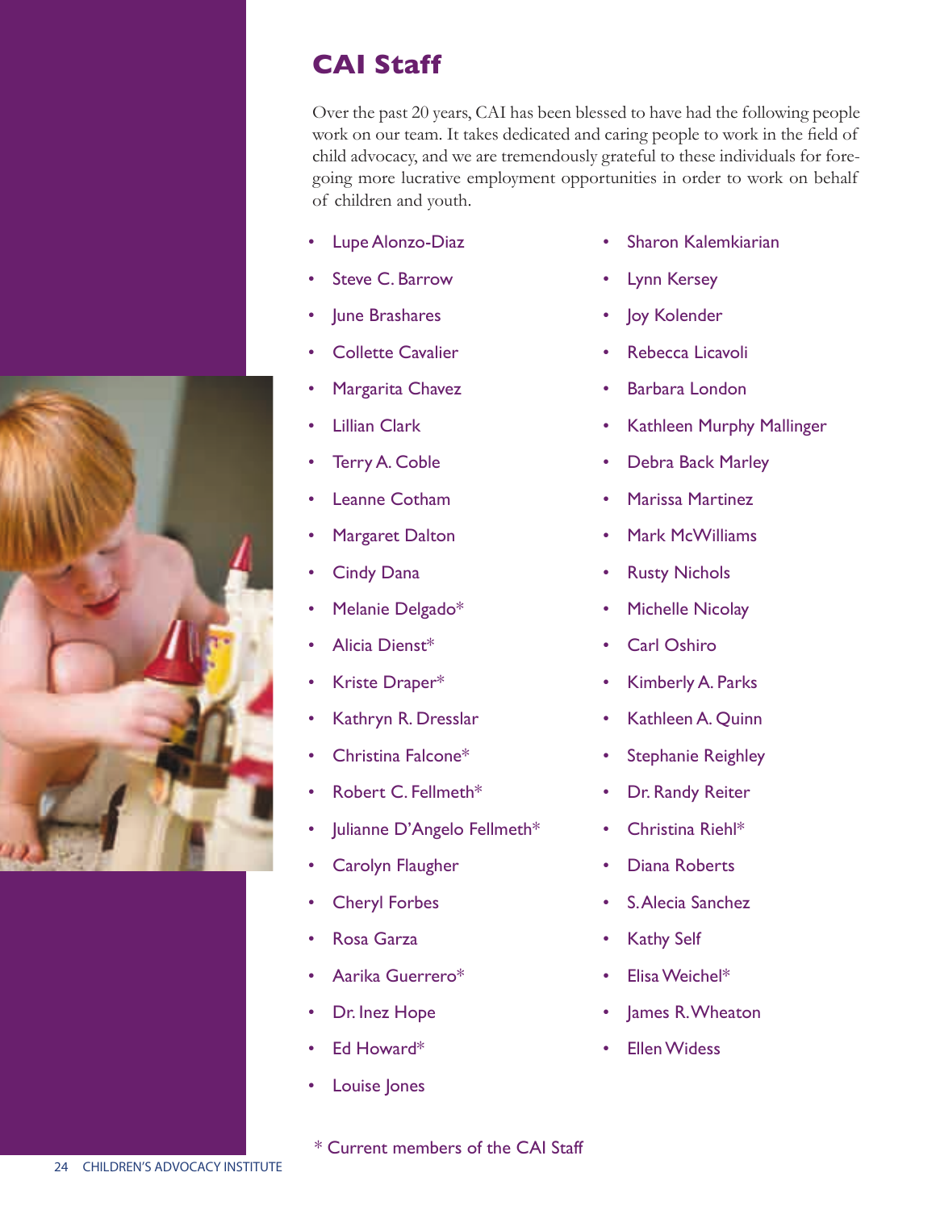## CAI Staff

Over the past 20 years, CAI has been blessed to have had the following people work on our team. It takes dedicated and caring people to work in the field of child advocacy, and we are tremendously grateful to these individuals for foregoing more lucrative employment opportunities in order to work on behalf of children and youth.

- Lupe Alonzo-Diaz
- Steve C. Barrow
- June Brashares
- Collette Cavalier
- Margarita Chavez
- Lillian Clark
- Terry A. Coble
- Leanne Cotham
- Margaret Dalton
- Cindy Dana
- Melanie Delgado*
- Alicia Dienst*
- Kriste Draper*
- Kathryn R. Dresslar
- Christina Falcone*
- Robert C. Fellmeth*
- Julianne D'Angelo Fellmeth*
- Carolyn Flaugher
- Cheryl Forbes
- Rosa Garza
- Aarika Guerrero*
- Dr. Inez Hope
- Ed Howard*
- Louise Jones
- Sharon Kalemkiarian
- Lynn Kersey
- Joy Kolender
- Rebecca Licavoli
- Barbara London
- Kathleen Murphy Mallinger
- Debra Back Marley
- Marissa Martinez
- Mark McWilliams
- Rusty Nichols
- Michelle Nicolay
- Carl Oshiro
- Kimberly A. Parks
- Kathleen A. Quinn
- Stephanie Reighley
- Dr. Randy Reiter
- Christina Riehl*
- Diana Roberts
- S. Alecia Sanchez
- Kathy Self
- Elisa Weichel*
- James R. Wheaton
- Ellen Wides

\* Current members of the CAI Staff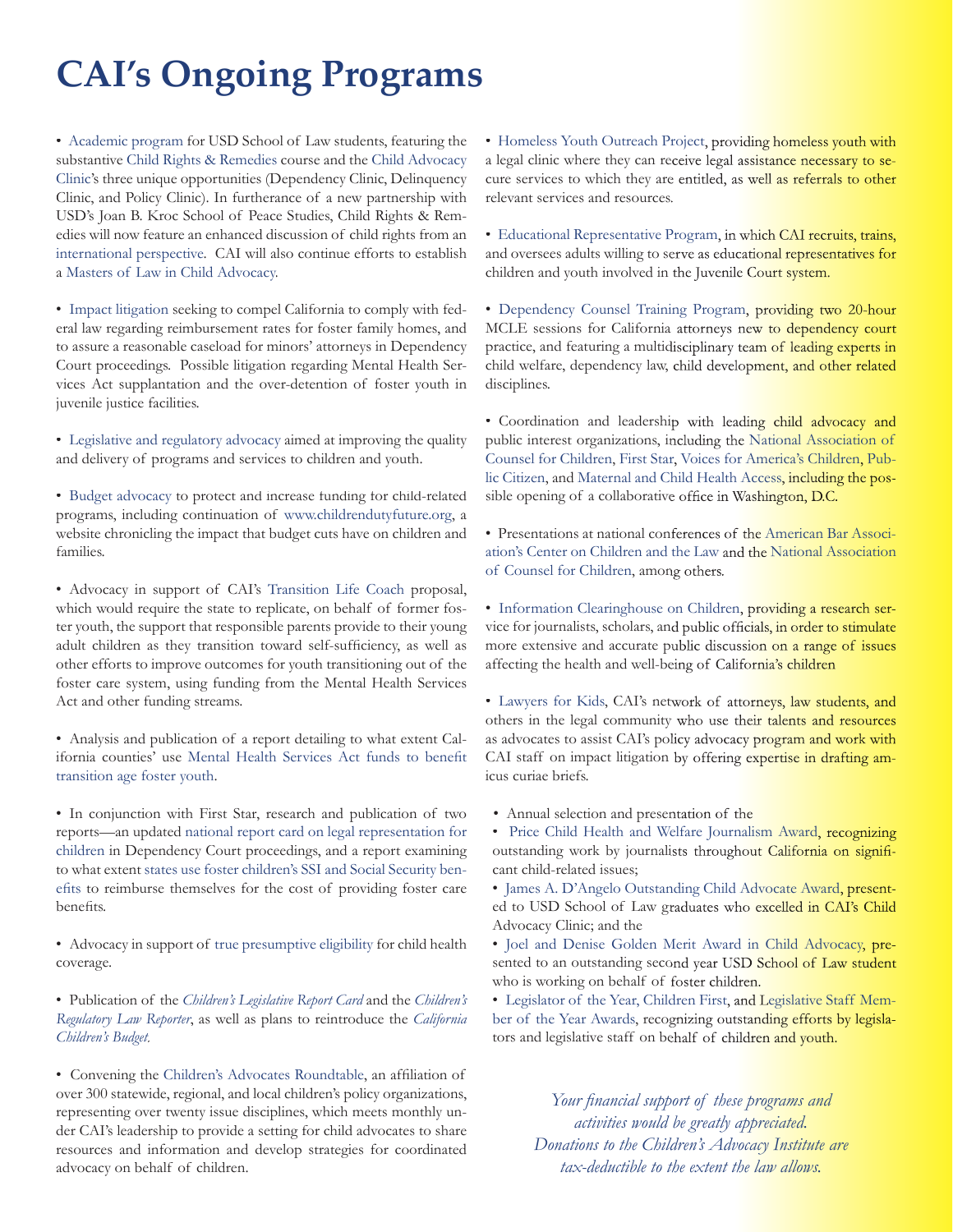# CAI's Ongoing Programs

- Academic program for USD School of Law students, featuring the substantive Child Rights & Remedies course and the Child Advocacy Clinic's three unique opportunities (Dependency Clinic, Delinquency Clinic, and Policy Clinic). In furtherance of a new partnership with USD's Joan B. Kroc School of Peace Studies, Child Rights & Remedies will now feature an enhanced discussion of child rights from an international perspective. CAI will also continue efforts to establish a Masters of Law in Child Advocacy.

- Impact litigation seeking to compel California to comply with federal law regarding reimbursement rates for foster family homes, and to assure a reasonable caseload for minors' attorneys in Dependency Court proceedings. Possible litigation regarding Mental Health Services Act supplantation and the over-detention of foster youth in juvenile justice facilities.

- Legislative and regulatory advocacy aimed at improving the quality and delivery of programs and services to children and youth.

- Budget advocacy to protect and increase funding for child-related programs, including continuation of www.childrendutyfuture.org, a website chronicling the impact that budget cuts have on children and families.

- Advocacy in support of CAI's Transition Life Coach proposal, which would require the state to replicate, on behalf of former foster youth, the support that responsible parents provide to their young adult children as they transition toward self-sufficiency, as well as other efforts to improve outcomes for youth transitioning out of the foster care system, using funding from the Mental Health Services Act and other funding streams.

- Analysis and publication of a report detailing to what extent California counties' use Mental Health Services Act funds to benefit transition age foster youth.

- In conjunction with First Star, research and publication of two reports—an updated national report card on legal representation for children in Dependency Court proceedings, and a report examining to what extent states use foster children's SSI and Social Security benefits to reimburse themselves for the cost of providing foster care benefits.

- Advocacy in support of true presumptive eligibility for child health coverage.

- Publication of the *Children's Legislative Report Card* and the *Children's Regulatory Law Reporter*, as well as plans to reintroduce the *California Children's Budget.*

- Convening the Children's Advocates Roundtable, an affiliation of over 300 statewide, regional, and local children's policy organizations, representing over twenty issue disciplines, which meets monthly under CAI's leadership to provide a setting for child advocates to share resources and information and develop strategies for coordinated advocacy on behalf of children.

- Homeless Youth Outreach Project, providing homeless youth with a legal clinic where they can receive legal assistance necessary to secure services to which they are entitled, as well as referrals to other relevant services and resources.

- Educational Representative Program, in which CAI recruits, trains, and oversees adults willing to serve as educational representatives for children and youth involved in the Juvenile Court system.

- Dependency Counsel Training Program, providing two 20-hour MCLE sessions for California attorneys new to dependency court practice, and featuring a multidisciplinary team of leading experts in child welfare, dependency law, child development, and other related disciplines.

- Coordination and leadership with leading child advocacy and public interest organizations, including the National Association of Counsel for Children, First Star, Voices for America's Children, Public Citizen, and Maternal and Child Health Access, including the possible opening of a collaborative office in Washington, D.C.

- Presentations at national conferences of the American Bar Association's Center on Children and the Law and the National Association of Counsel for Children, among others.

- Information Clearinghouse on Children, providing a research service for journalists, scholars, and public officials, in order to stimulate more extensive and accurate public discussion on a range of issues affecting the health and well-being of California's children

- Lawyers for Kids, CAI's network of attorneys, law students, and others in the legal community who use their talents and resources as advocates to assist CAI's policy advocacy program and work with CAI staff on impact litigation by offering expertise in drafting amicus curiae briefs.

- Annual selection and presentation of the
  - Price Child Health and Welfare Journalism Award, recognizing outstanding work by journalists throughout California on significant child-related issues;
  - James A. D'Angelo Outstanding Child Advocate Award, presented to USD School of Law graduates who excelled in CAI's Child Advocacy Clinic; and the
  - Joel and Denise Golden Merit Award in Child Advocacy, presented to an outstanding second year USD School of Law student who is working on behalf of foster children.
  - Legislator of the Year, Children First, and Legislative Staff Member of the Year Awards, recognizing outstanding efforts by legislators and legislative staff on behalf of children and youth.

*Your financial support of these programs and activities would be greatly appreciated. Donations to the Children's Advocacy Institute are tax-deductible to the extent the law allows.*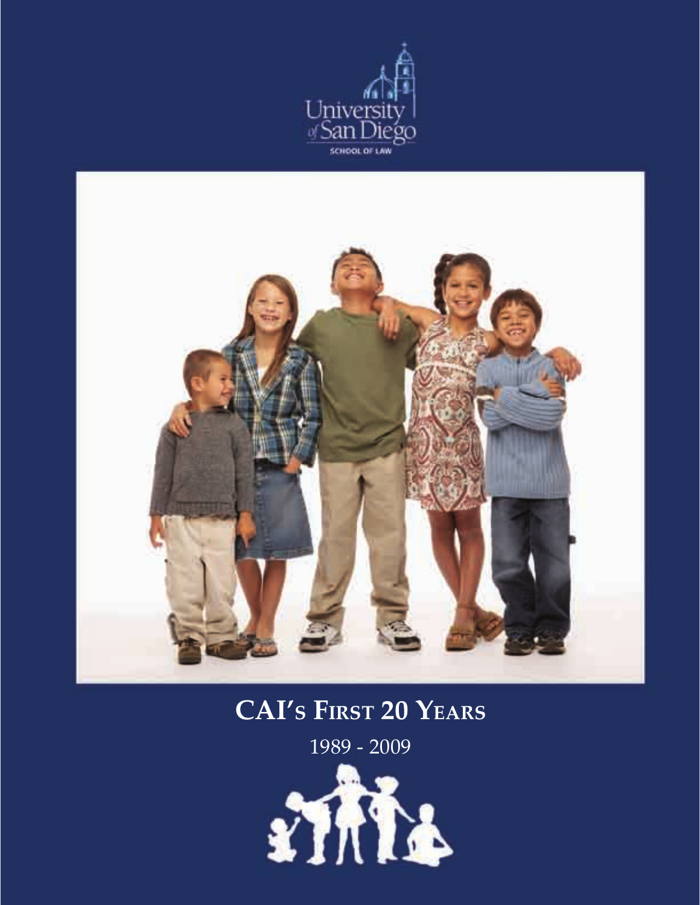University of San Diego

SCHOOL OF LAW

# CAI's First 20 Years

1989 - 2009